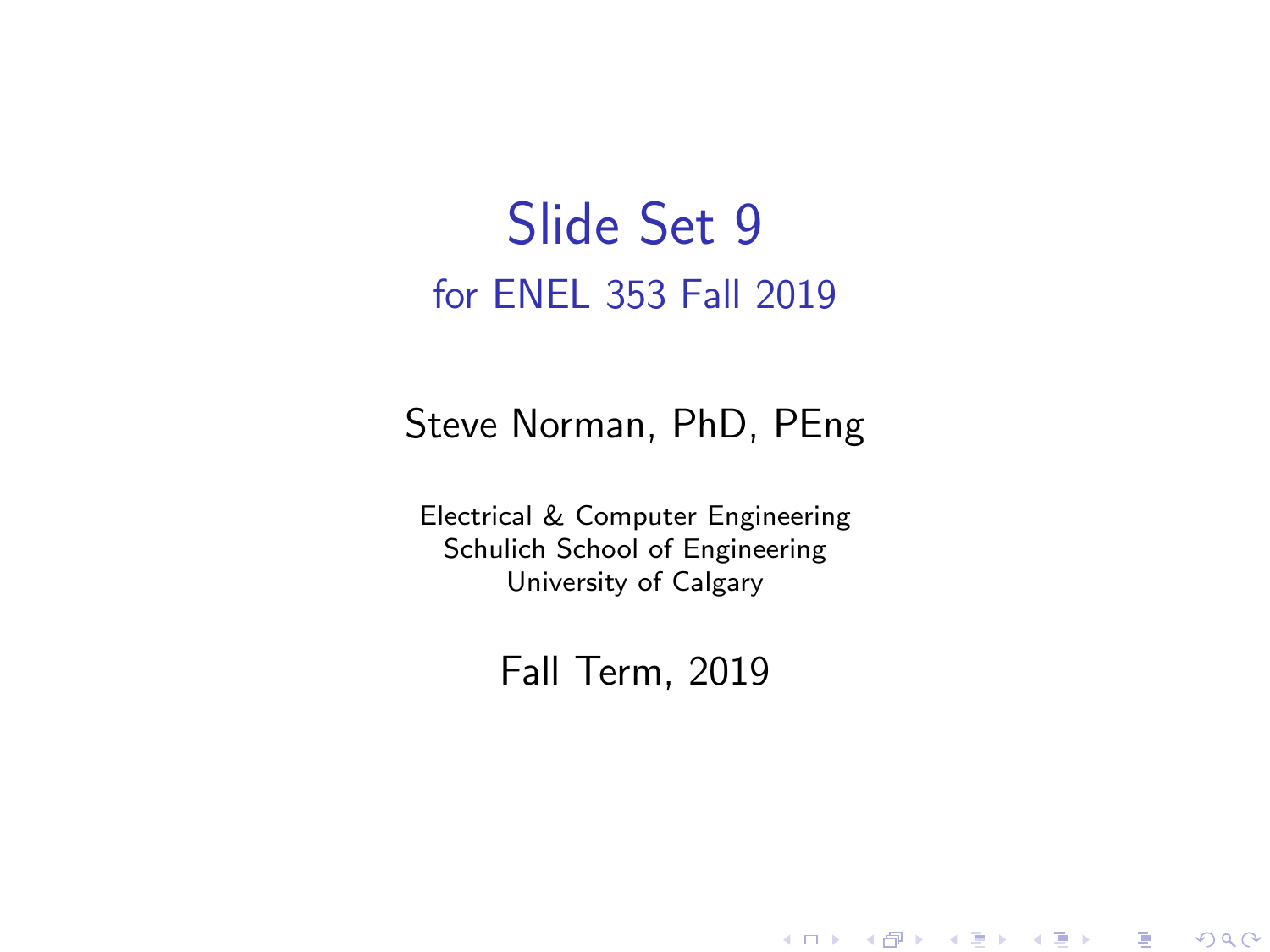# Slide Set 9

## for ENEL 353 Fall 2019

Steve Norman, PhD, PEng

Electrical & Computer Engineering
Schulich School of Engineering
University of Calgary

Fall Term, 2019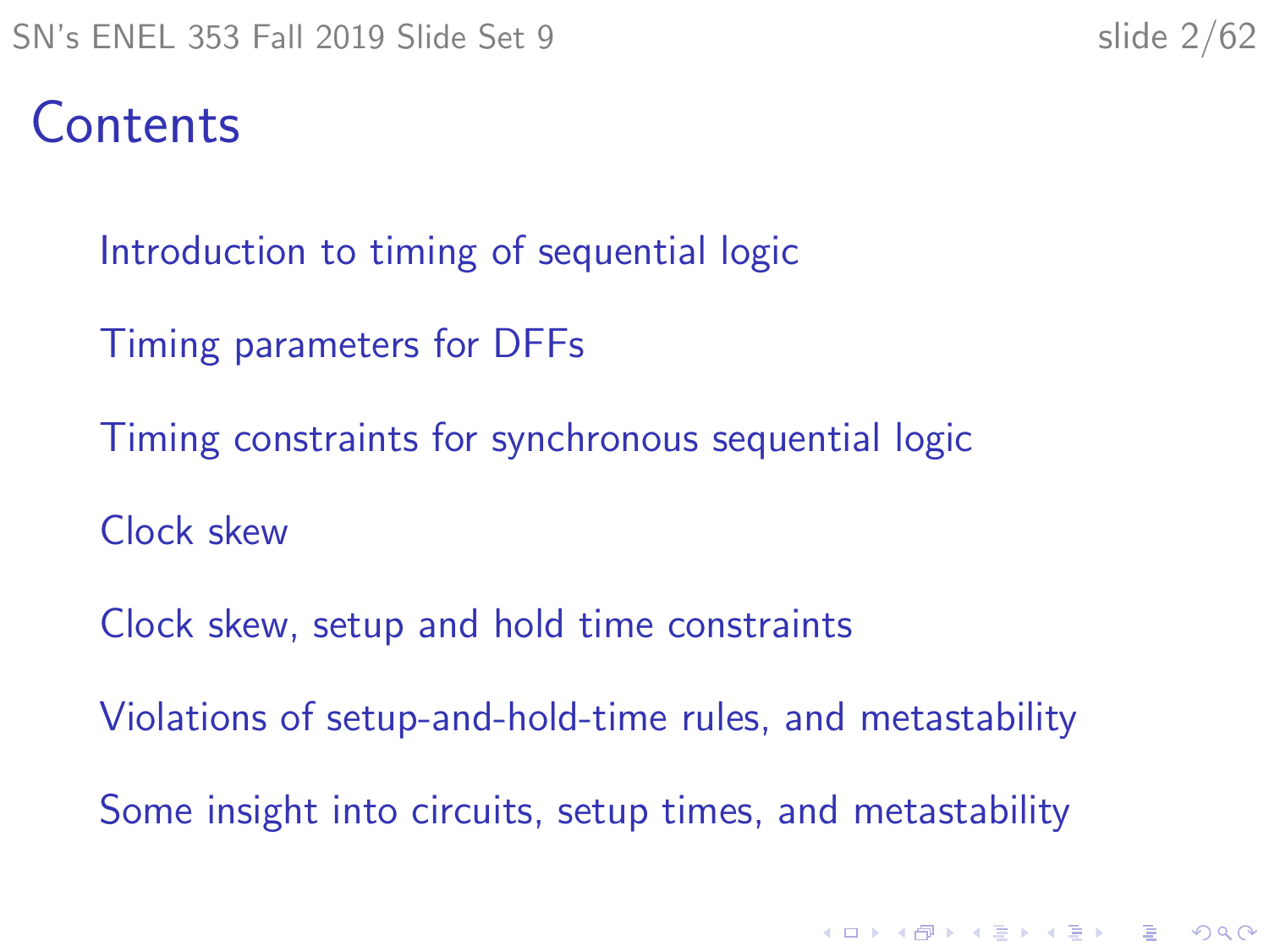# Contents

- Introduction to timing of sequential logic
- Timing parameters for DFFs
- Timing constraints for synchronous sequential logic
- Clock skew
- Clock skew, setup and hold time constraints
- Violations of setup-and-hold-time rules, and metastability
- Some insight into circuits, setup times, and metastability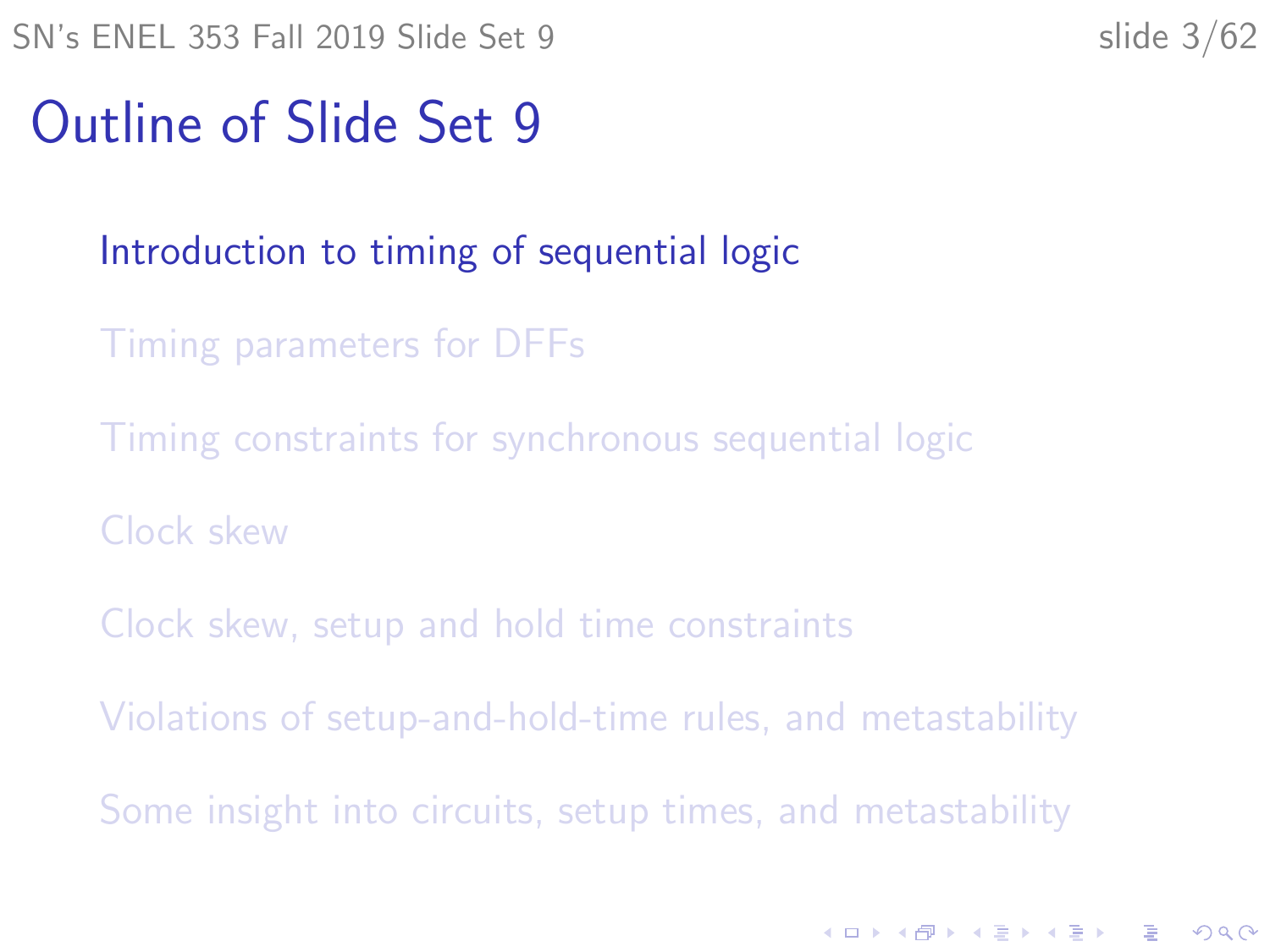# Outline of Slide Set 9

- Introduction to timing of sequential logic
- Timing parameters for DFFs
- Timing constraints for synchronous sequential logic
- Clock skew
- Clock skew, setup and hold time constraints
- Violations of setup-and-hold-time rules, and metastability
- Some insight into circuits, setup times, and metastability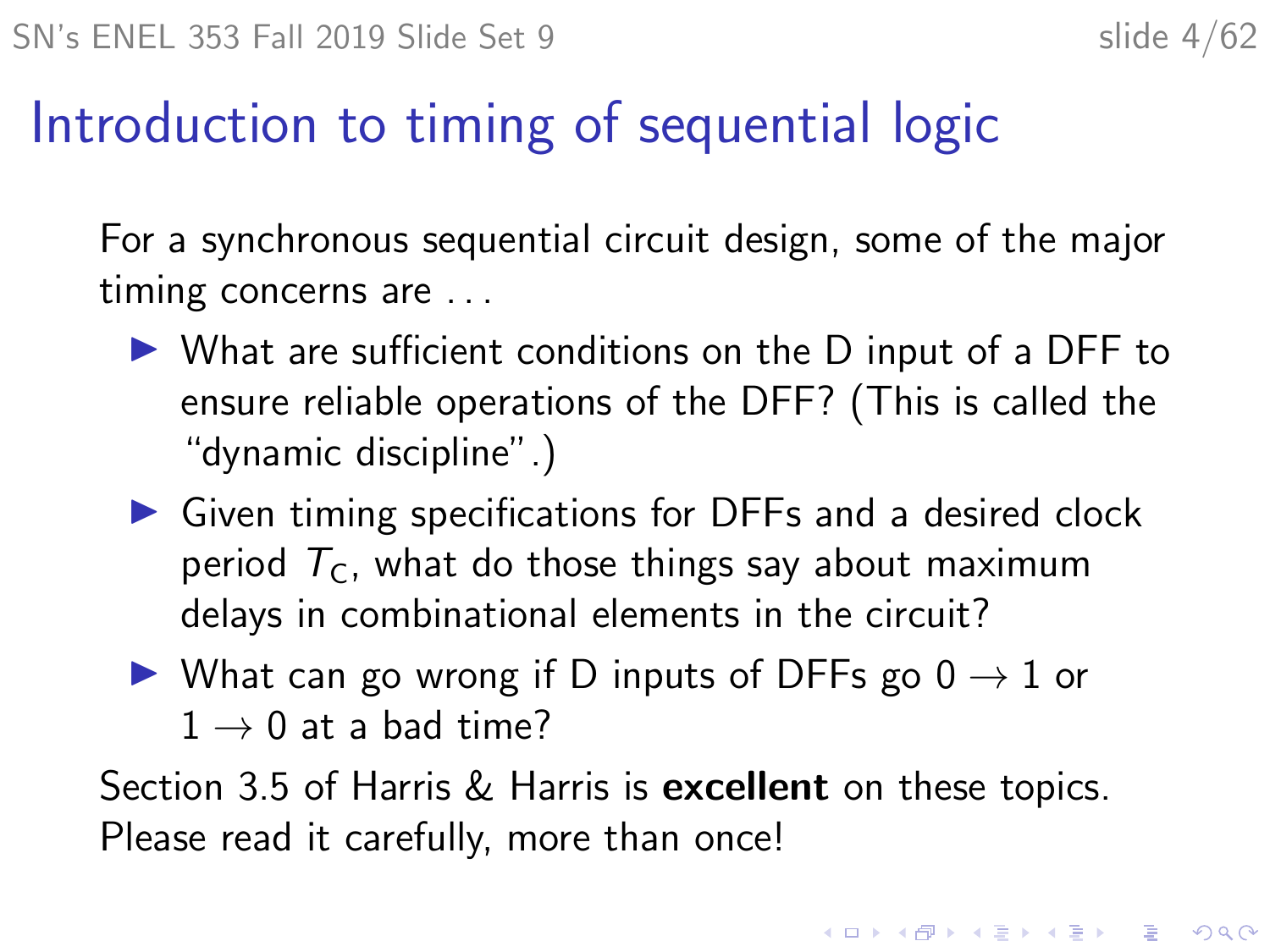# Introduction to timing of sequential logic

For a synchronous sequential circuit design, some of the major timing concerns are ...

- What are sufficient conditions on the D input of a DFF to ensure reliable operations of the DFF? (This is called the "dynamic discipline".)
- Given timing specifications for DFFs and a desired clock period $T_C$, what do those things say about maximum delays in combinational elements in the circuit?
- What can go wrong if D inputs of DFFs go $0 \rightarrow 1$ or $1 \rightarrow 0$ at a bad time?

Section 3.5 of Harris & Harris is **excellent** on these topics. Please read it carefully, more than once!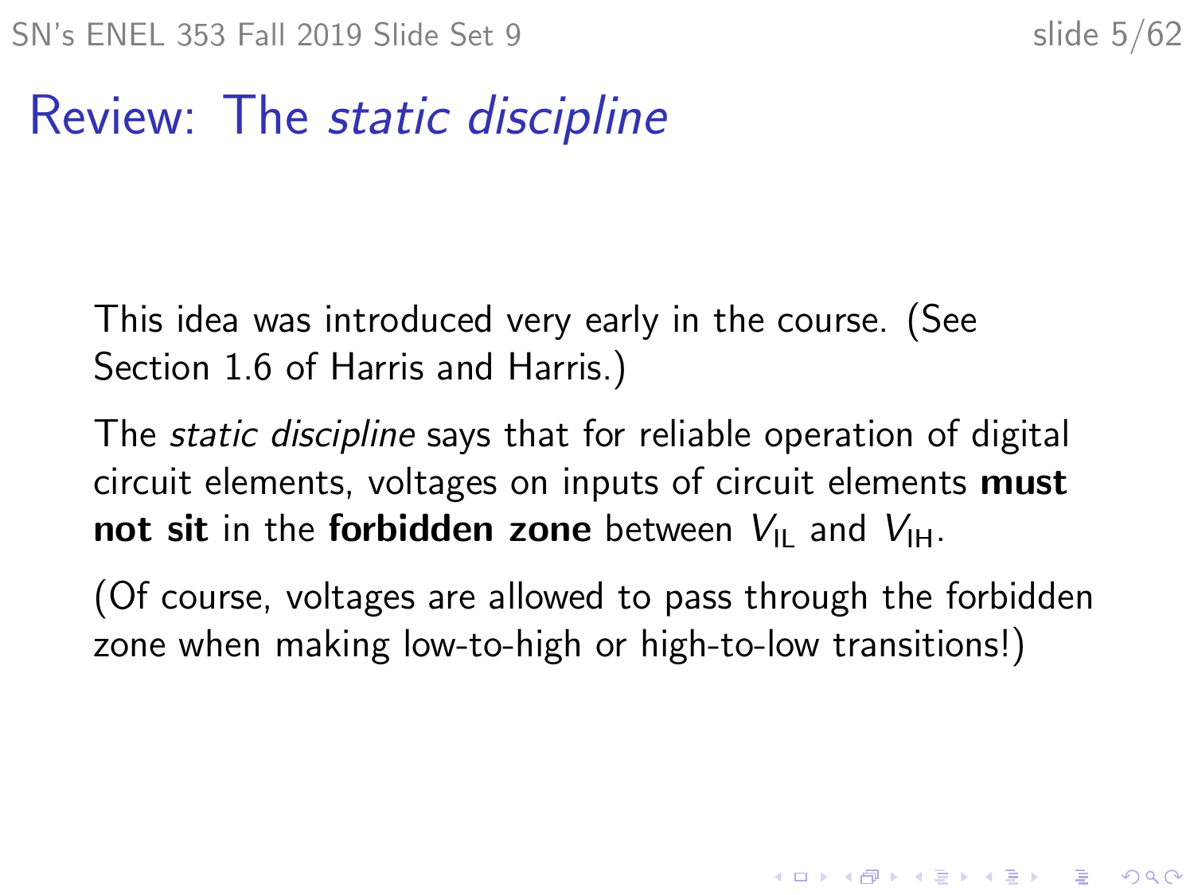# Review: The *static discipline*

This idea was introduced very early in the course. (See Section 1.6 of Harris and Harris.)

The *static discipline* says that for reliable operation of digital circuit elements, voltages on inputs of circuit elements **must not sit** in the **forbidden zone** between $V_{IL}$ and $V_{IH}$.

(Of course, voltages are allowed to pass through the forbidden zone when making low-to-high or high-to-low transitions!)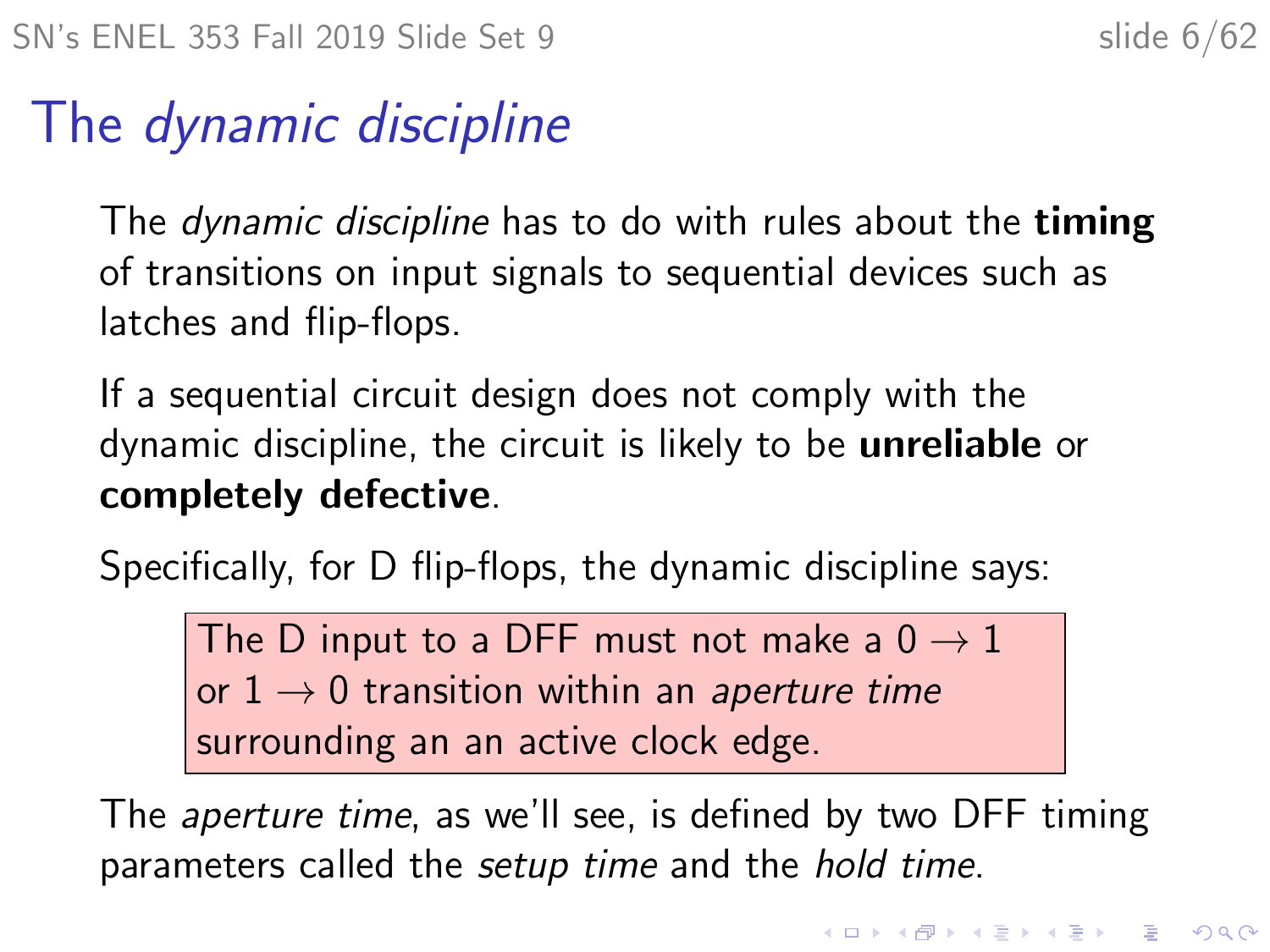# The *dynamic discipline*

The *dynamic discipline* has to do with rules about the **timing** of transitions on input signals to sequential devices such as latches and flip-flops.

If a sequential circuit design does not comply with the dynamic discipline, the circuit is likely to be **unreliable** or **completely defective**.

Specifically, for D flip-flops, the dynamic discipline says:

> The D input to a DFF must not make a $0 \rightarrow 1$ or $1 \rightarrow 0$ transition within an *aperture time* surrounding an an active clock edge.

The *aperture time*, as we'll see, is defined by two DFF timing parameters called the *setup time* and the *hold time*.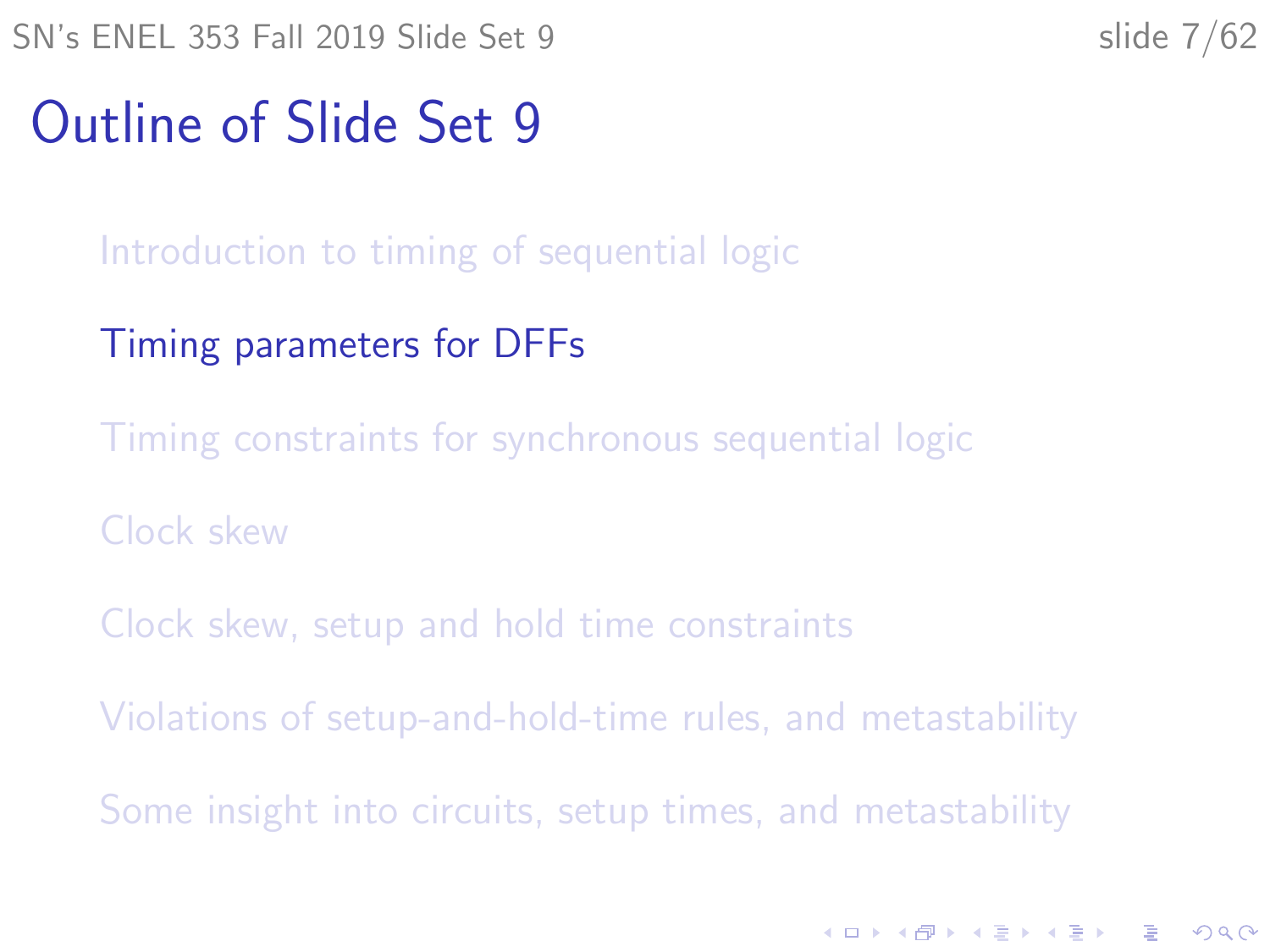# Outline of Slide Set 9

- Introduction to timing of sequential logic
- Timing parameters for DFFs
- Timing constraints for synchronous sequential logic
- Clock skew
- Clock skew, setup and hold time constraints
- Violations of setup-and-hold-time rules, and metastability
- Some insight into circuits, setup times, and metastability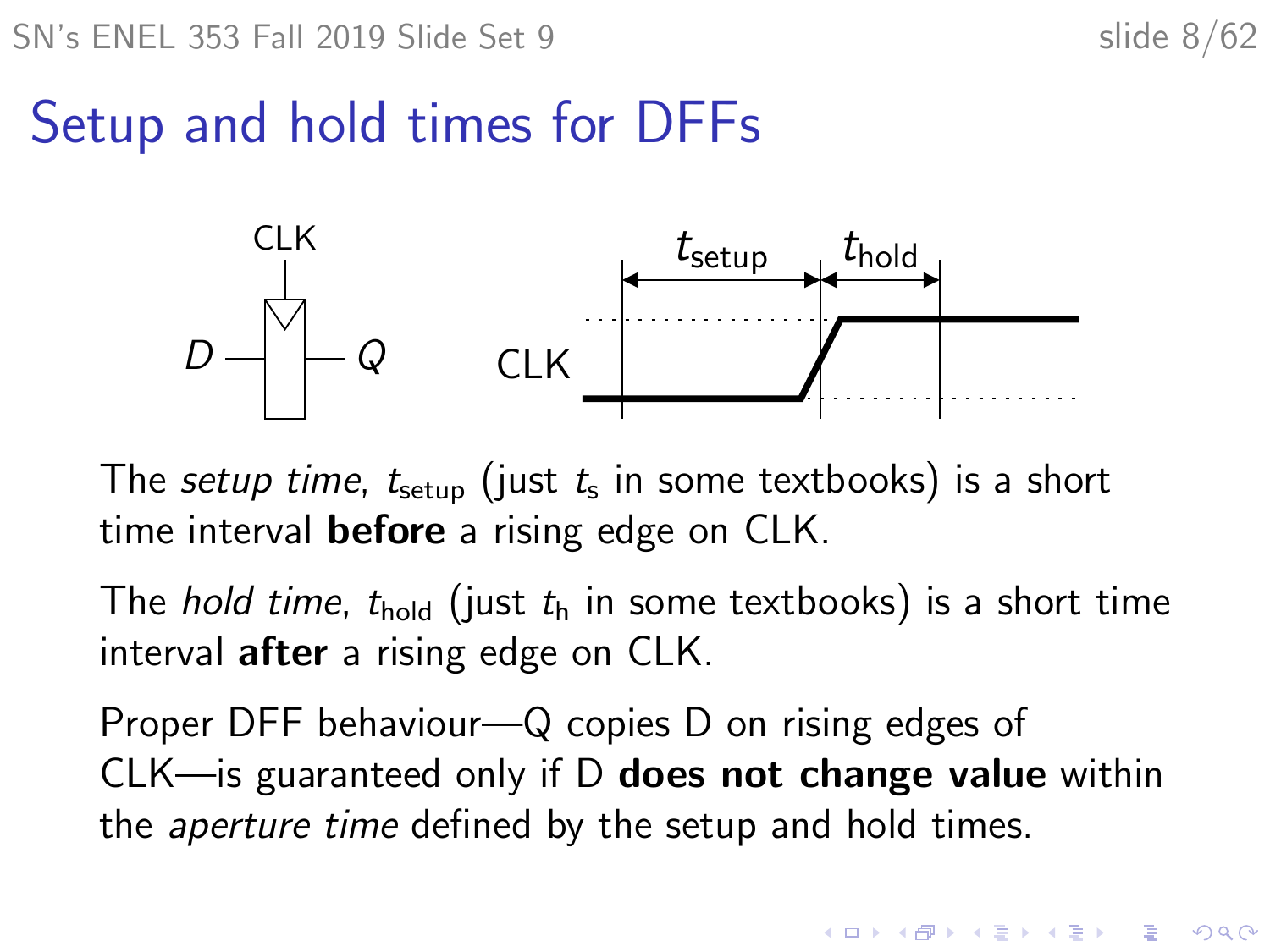# Setup and hold times for DFFs

The *setup time*, $t_{\text{setup}}$ (just $t_{\text{s}}$ in some textbooks) is a short time interval **before** a rising edge on CLK.

The *hold time*, $t_{\text{hold}}$ (just $t_{\text{h}}$ in some textbooks) is a short time interval **after** a rising edge on CLK.

Proper DFF behaviour—Q copies D on rising edges of CLK—is guaranteed only if D **does not change value** within the *aperture time* defined by the setup and hold times.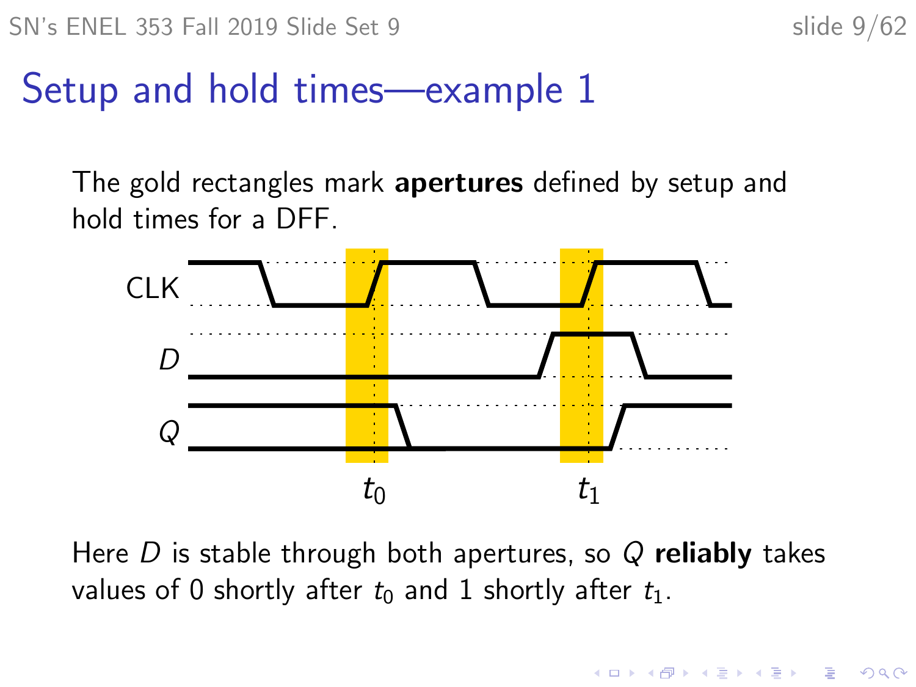# Setup and hold times—example 1

The gold rectangles mark **apertures** defined by setup and hold times for a DFF.

Here $D$ is stable through both apertures, so $Q$ **reliably** takes values of 0 shortly after $t_0$ and 1 shortly after $t_1$.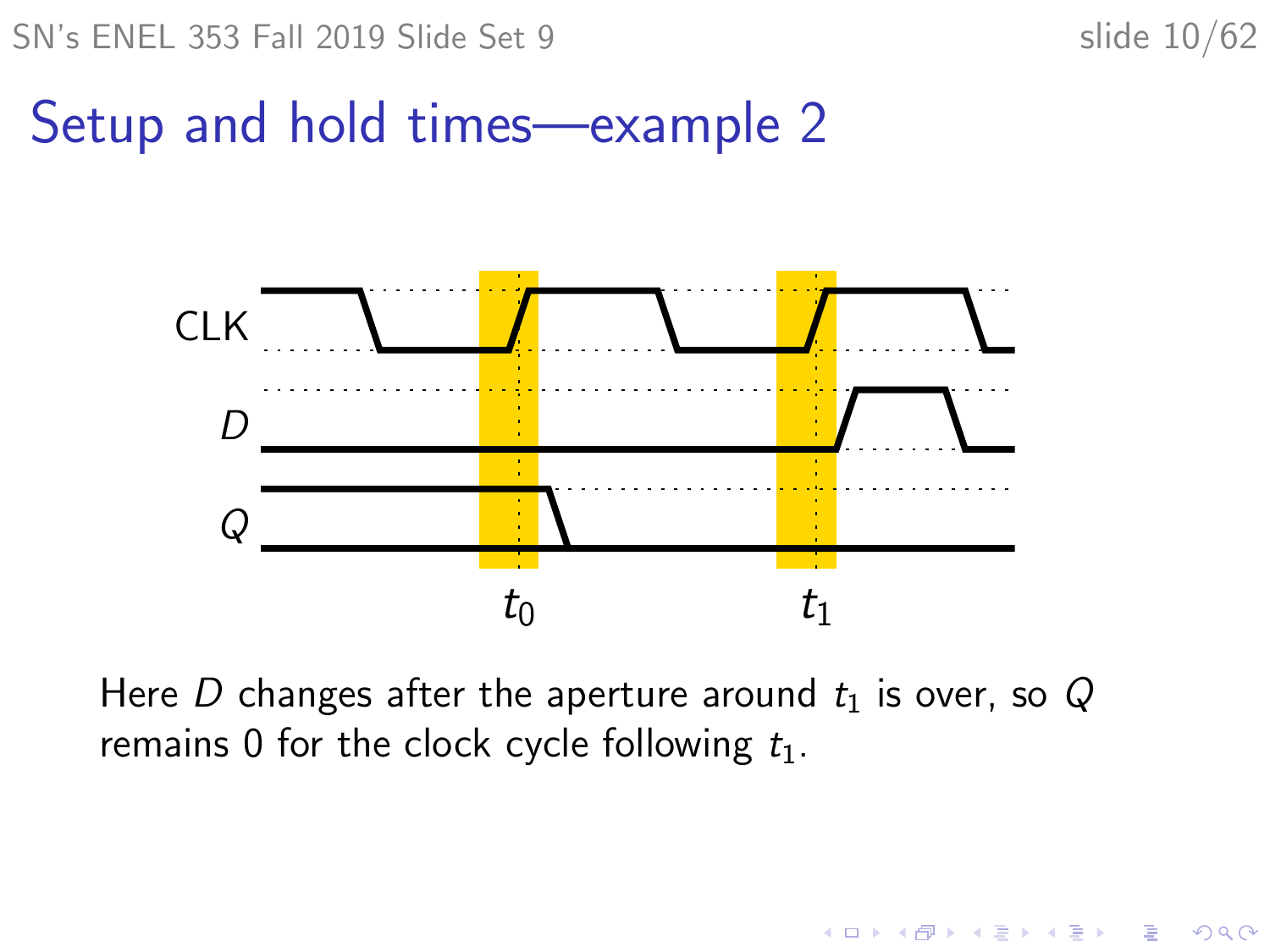# Setup and hold times—example 2

Here $D$ changes after the aperture around $t_1$ is over, so $Q$ remains 0 for the clock cycle following $t_1$.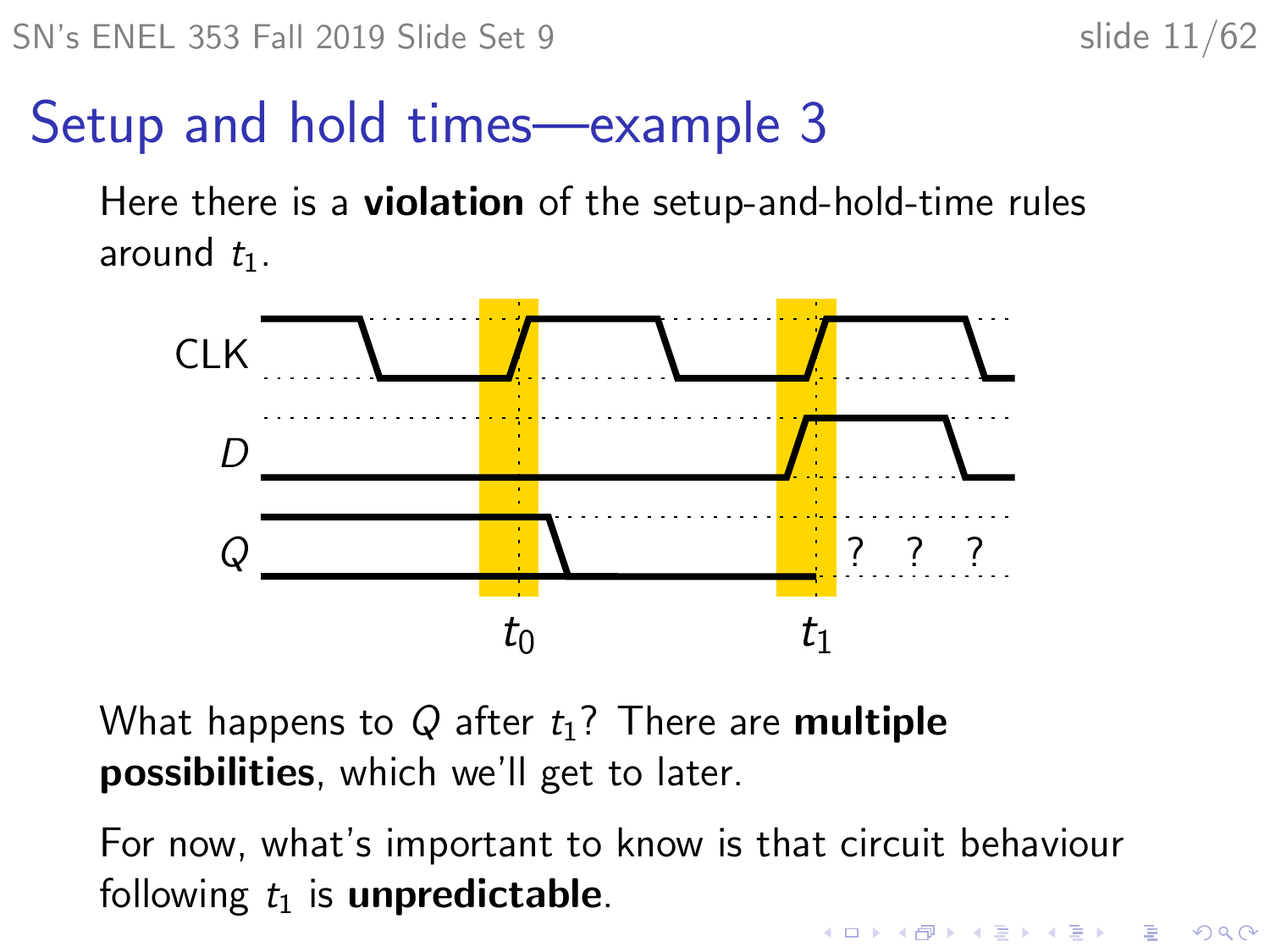# Setup and hold times—example 3

Here there is a **violation** of the setup-and-hold-time rules around $t_1$.

What happens to $Q$ after $t_1$? There are **multiple possibilities**, which we'll get to later.

For now, what's important to know is that circuit behaviour following $t_1$ is **unpredictable**.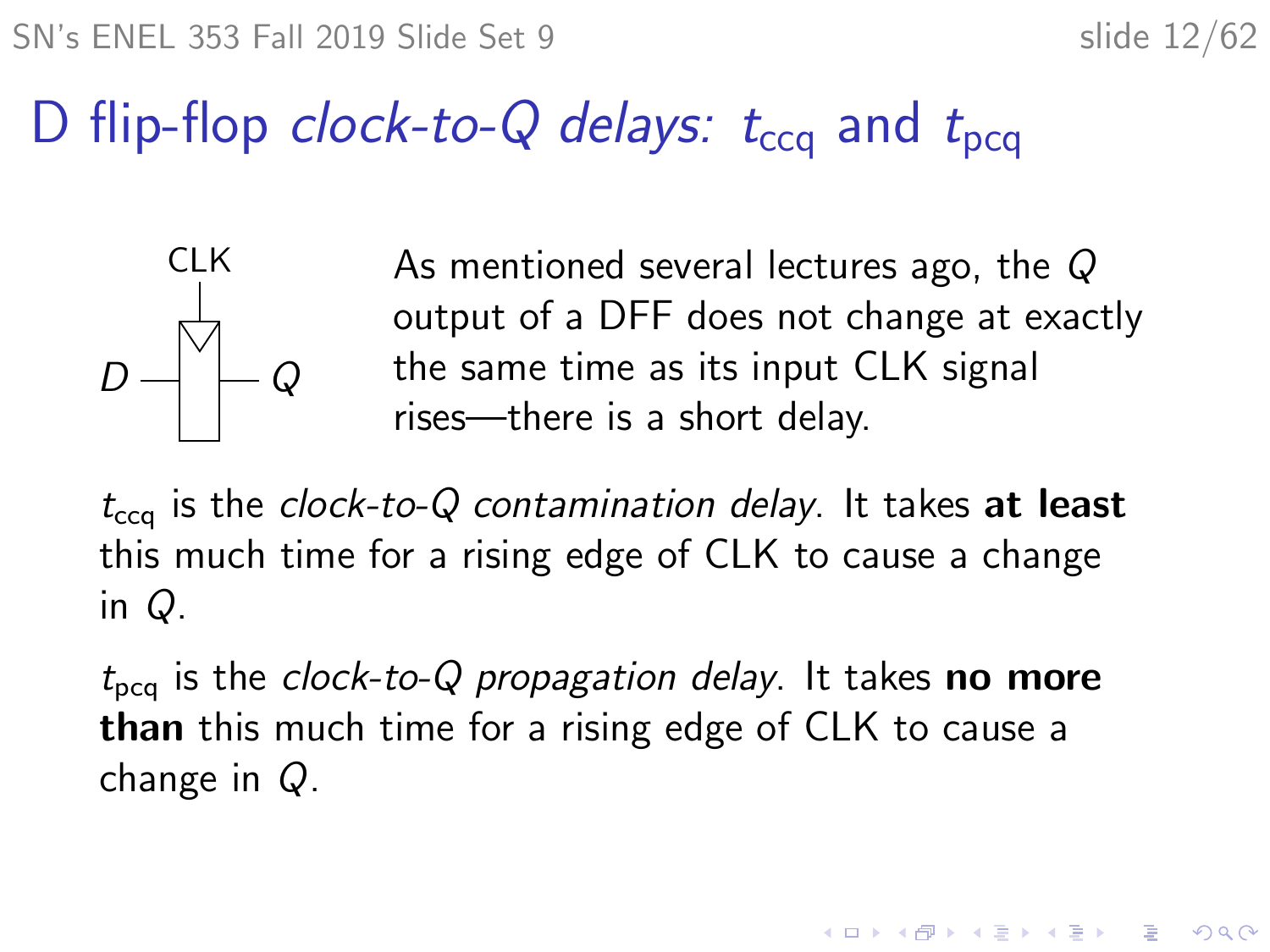# D flip-flop *clock-to-Q delays:* $t_{ccq}$ and $t_{pcq}$

As mentioned several lectures ago, the $Q$ output of a DFF does not change at exactly the same time as its input CLK signal rises—there is a short delay.

$t_{ccq}$ is the *clock-to-Q contamination delay*. It takes **at least** this much time for a rising edge of CLK to cause a change in $Q$.

$t_{pcq}$ is the *clock-to-Q propagation delay*. It takes **no more than** this much time for a rising edge of CLK to cause a change in $Q$.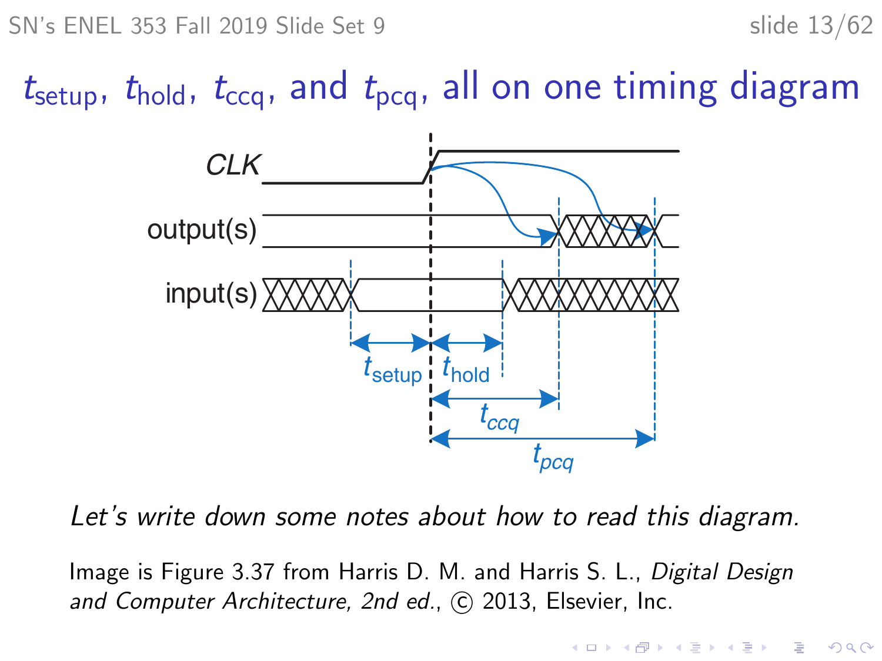# $t_{setup}$, $t_{hold}$, $t_{ccq}$, and $t_{pcq}$, all on one timing diagram

*Let's write down some notes about how to read this diagram.*

Image is Figure 3.37 from Harris D. M. and Harris S. L., *Digital Design and Computer Architecture, 2nd ed.*, © 2013, Elsevier, Inc.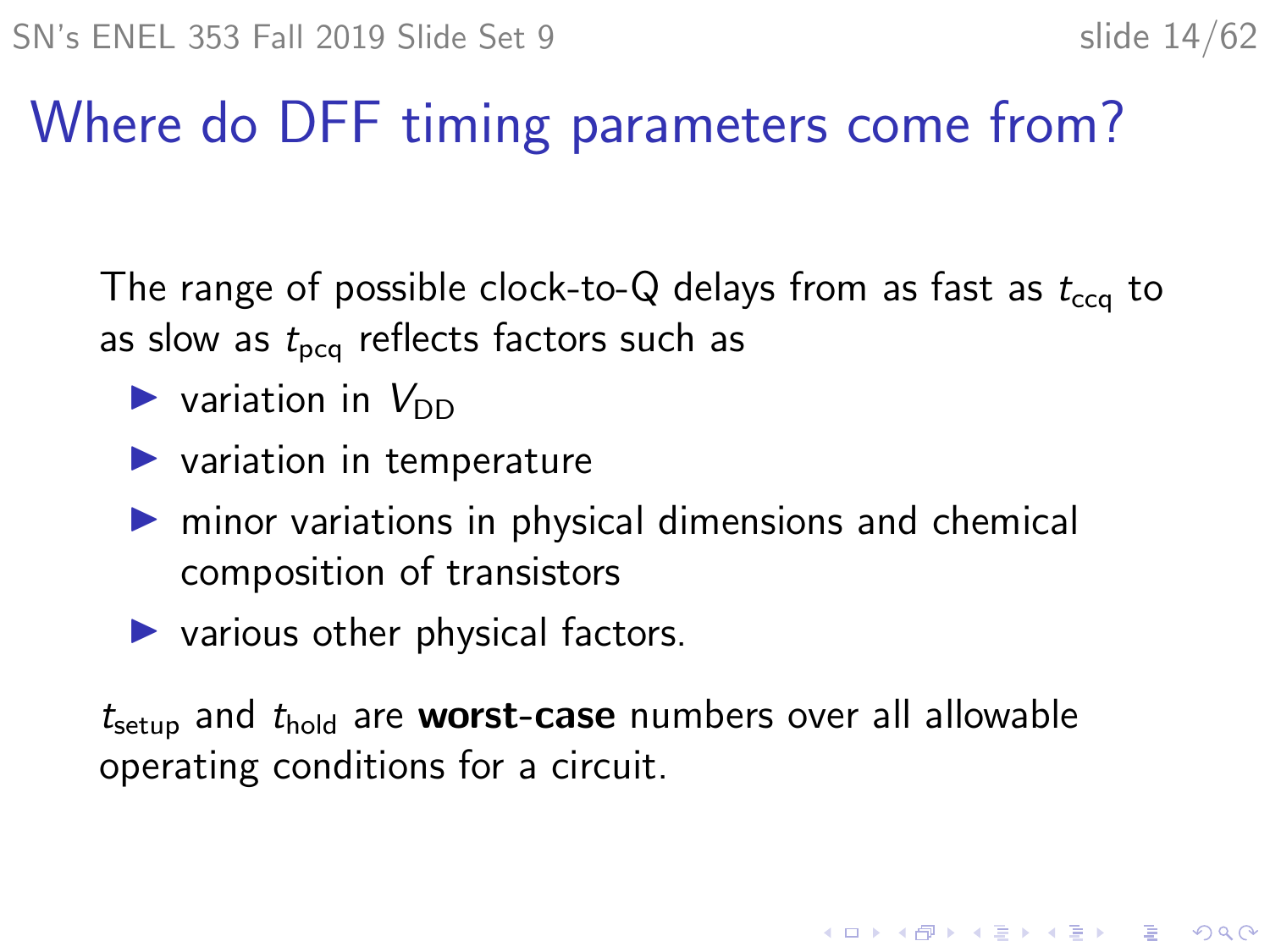# Where do DFF timing parameters come from?

The range of possible clock-to-Q delays from as fast as $t_{\text{ccq}}$ to as slow as $t_{\text{pcq}}$ reflects factors such as

- variation in $V_{\text{DD}}$
- variation in temperature
- minor variations in physical dimensions and chemical composition of transistors
- various other physical factors.

$t_{\text{setup}}$ and $t_{\text{hold}}$ are **worst-case** numbers over all allowable operating conditions for a circuit.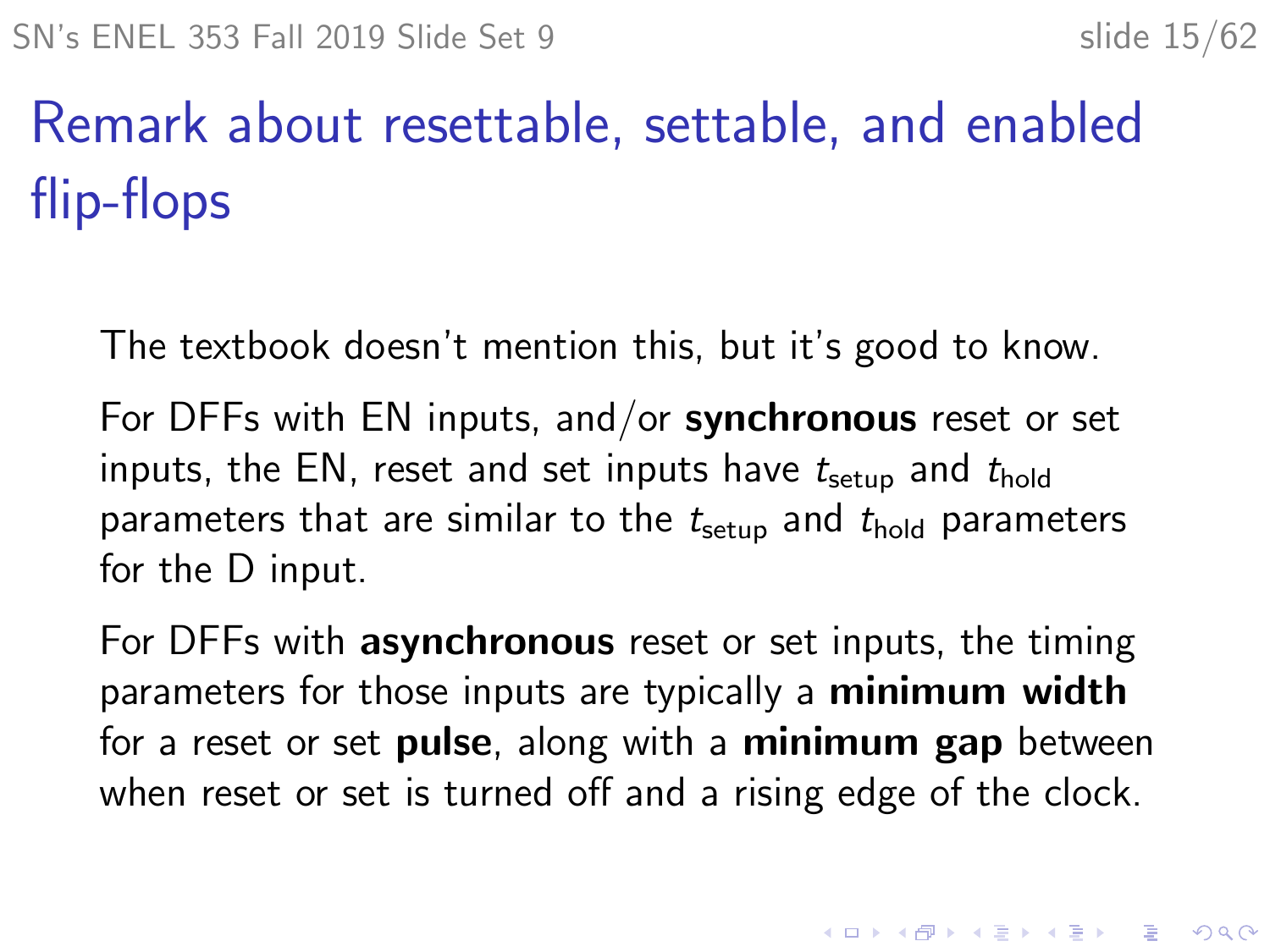# Remark about resettable, settable, and enabled flip-flops

The textbook doesn't mention this, but it's good to know.

For DFFs with EN inputs, and/or **synchronous** reset or set inputs, the EN, reset and set inputs have $t_{\text{setup}}$ and $t_{\text{hold}}$ parameters that are similar to the $t_{\text{setup}}$ and $t_{\text{hold}}$ parameters for the D input.

For DFFs with **asynchronous** reset or set inputs, the timing parameters for those inputs are typically a **minimum width** for a reset or set **pulse**, along with a **minimum gap** between when reset or set is turned off and a rising edge of the clock.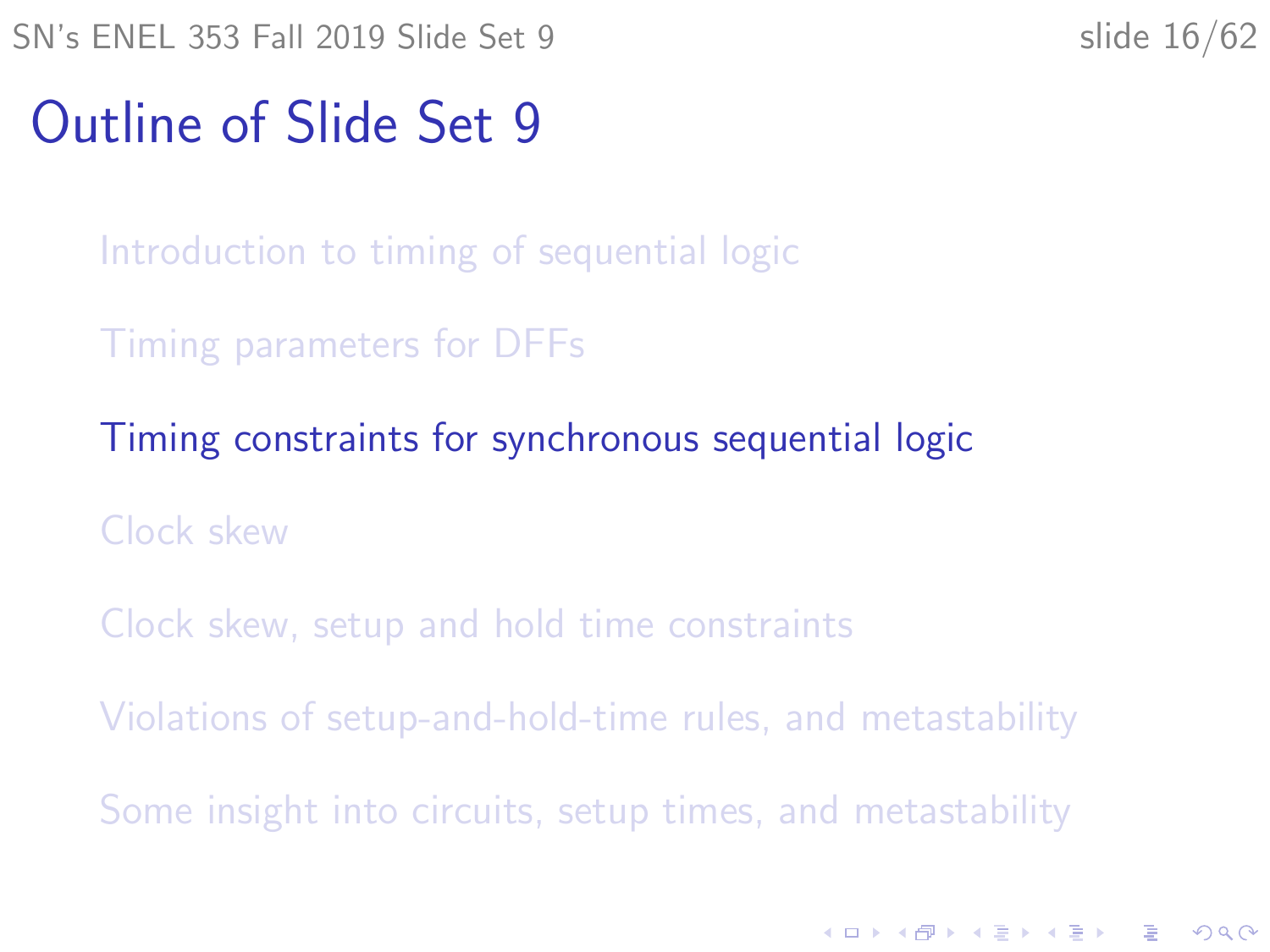# Outline of Slide Set 9

- Introduction to timing of sequential logic
- Timing parameters for DFFs
- Timing constraints for synchronous sequential logic
- Clock skew
- Clock skew, setup and hold time constraints
- Violations of setup-and-hold-time rules, and metastability
- Some insight into circuits, setup times, and metastability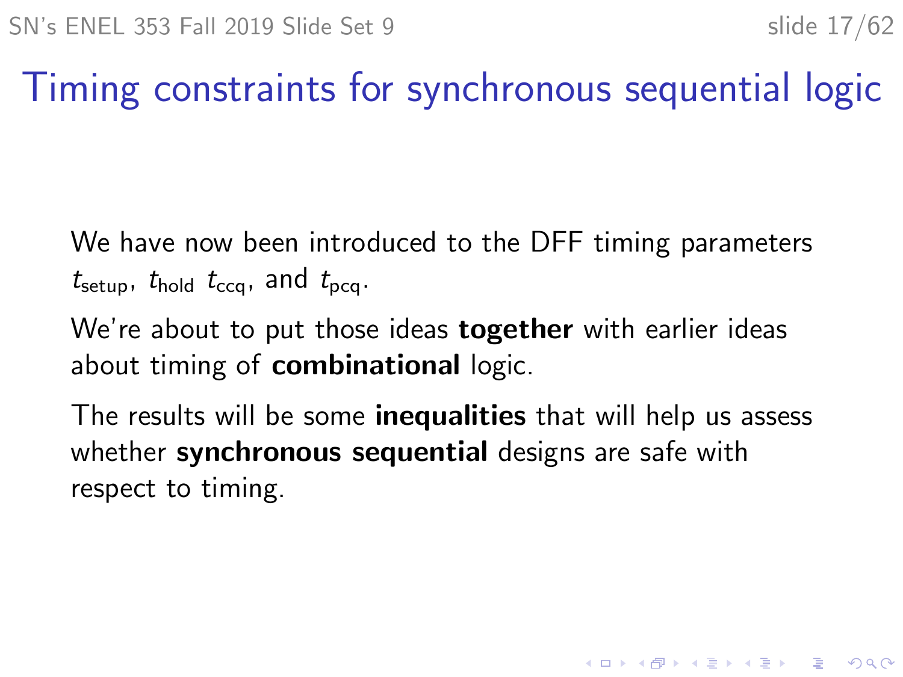# Timing constraints for synchronous sequential logic

We have now been introduced to the DFF timing parameters $t_{\text{setup}}$, $t_{\text{hold}}$ $t_{\text{ccq}}$, and $t_{\text{pcq}}$.

We're about to put those ideas **together** with earlier ideas about timing of **combinational** logic.

The results will be some **inequalities** that will help us assess whether **synchronous sequential** designs are safe with respect to timing.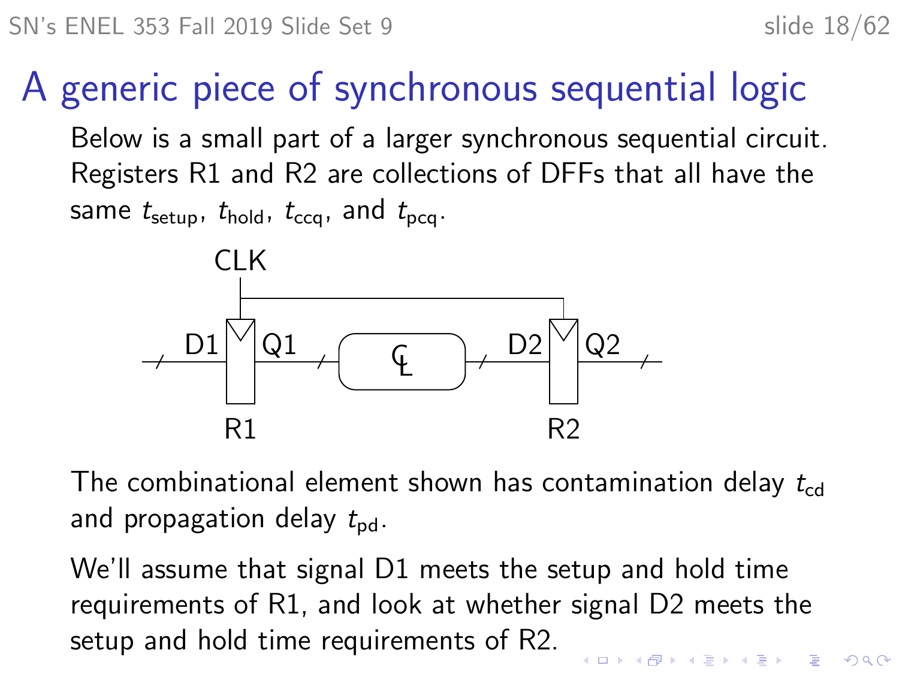# A generic piece of synchronous sequential logic

Below is a small part of a larger synchronous sequential circuit. Registers R1 and R2 are collections of DFFs that all have the same $t_{\text{setup}}$, $t_{\text{hold}}$, $t_{\text{ccq}}$, and $t_{\text{pcq}}$.

The combinational element shown has contamination delay $t_{\text{cd}}$ and propagation delay $t_{\text{pd}}$.

We'll assume that signal D1 meets the setup and hold time requirements of R1, and look at whether signal D2 meets the setup and hold time requirements of R2.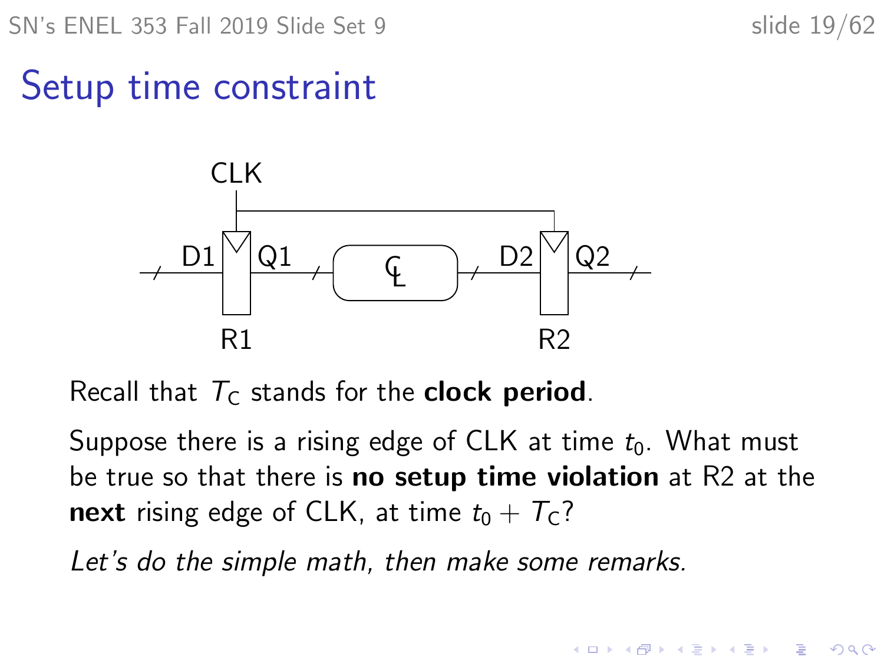# Setup time constraint

Recall that $T_C$ stands for the **clock period**.

Suppose there is a rising edge of CLK at time $t_0$. What must be true so that there is **no setup time violation** at R2 at the **next** rising edge of CLK, at time $t_0 + T_C$?

*Let's do the simple math, then make some remarks.*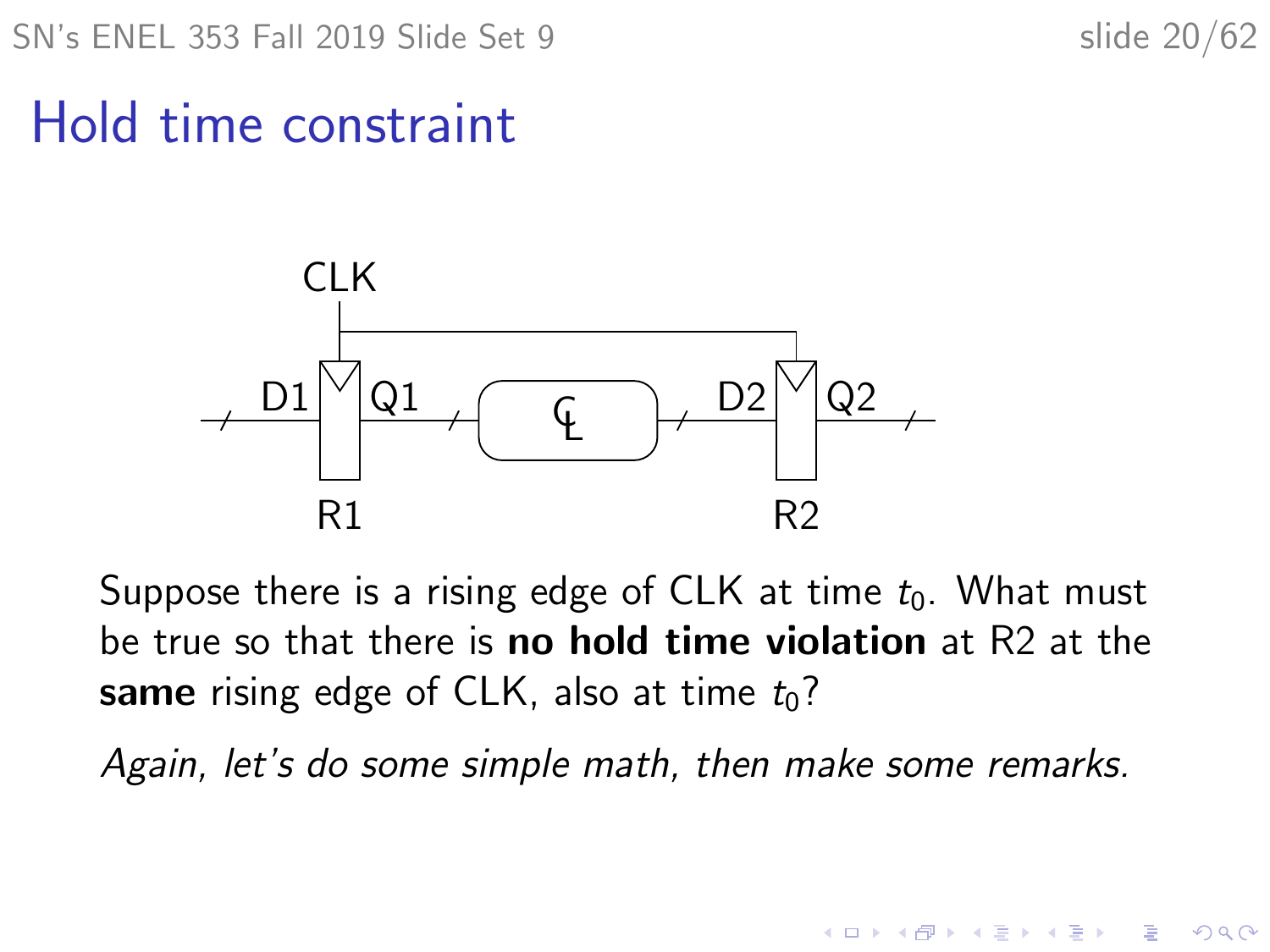# Hold time constraint

Suppose there is a rising edge of CLK at time $t_0$. What must be true so that there is **no hold time violation** at R2 at the **same** rising edge of CLK, also at time $t_0$?

*Again, let's do some simple math, then make some remarks.*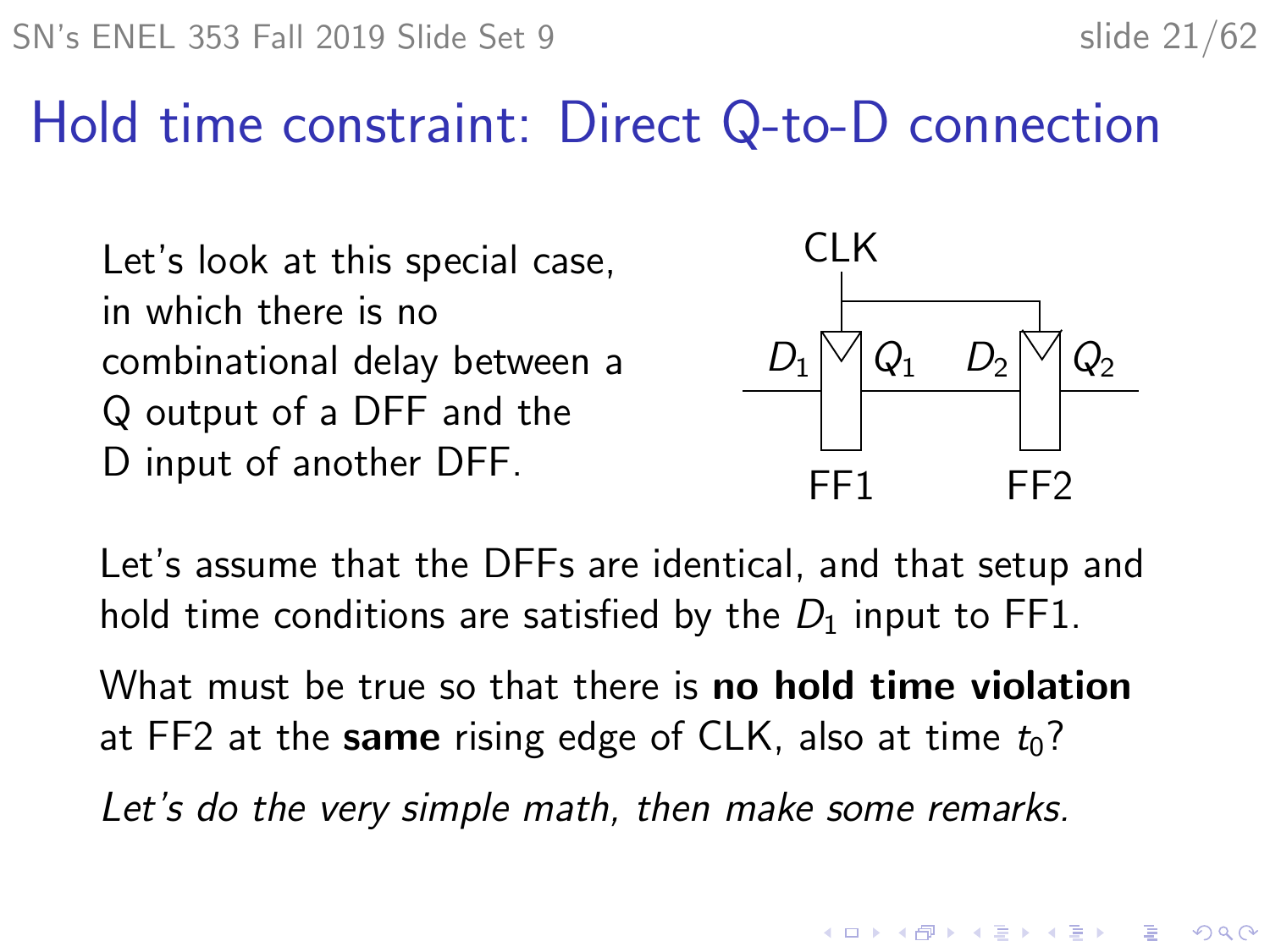# Hold time constraint: Direct Q-to-D connection

Let's look at this special case, in which there is no combinational delay between a Q output of a DFF and the D input of another DFF.

Let's assume that the DFFs are identical, and that setup and hold time conditions are satisfied by the $D_1$ input to FF1.

What must be true so that there is **no hold time violation** at FF2 at the **same** rising edge of CLK, also at time $t_0$?

*Let's do the very simple math, then make some remarks.*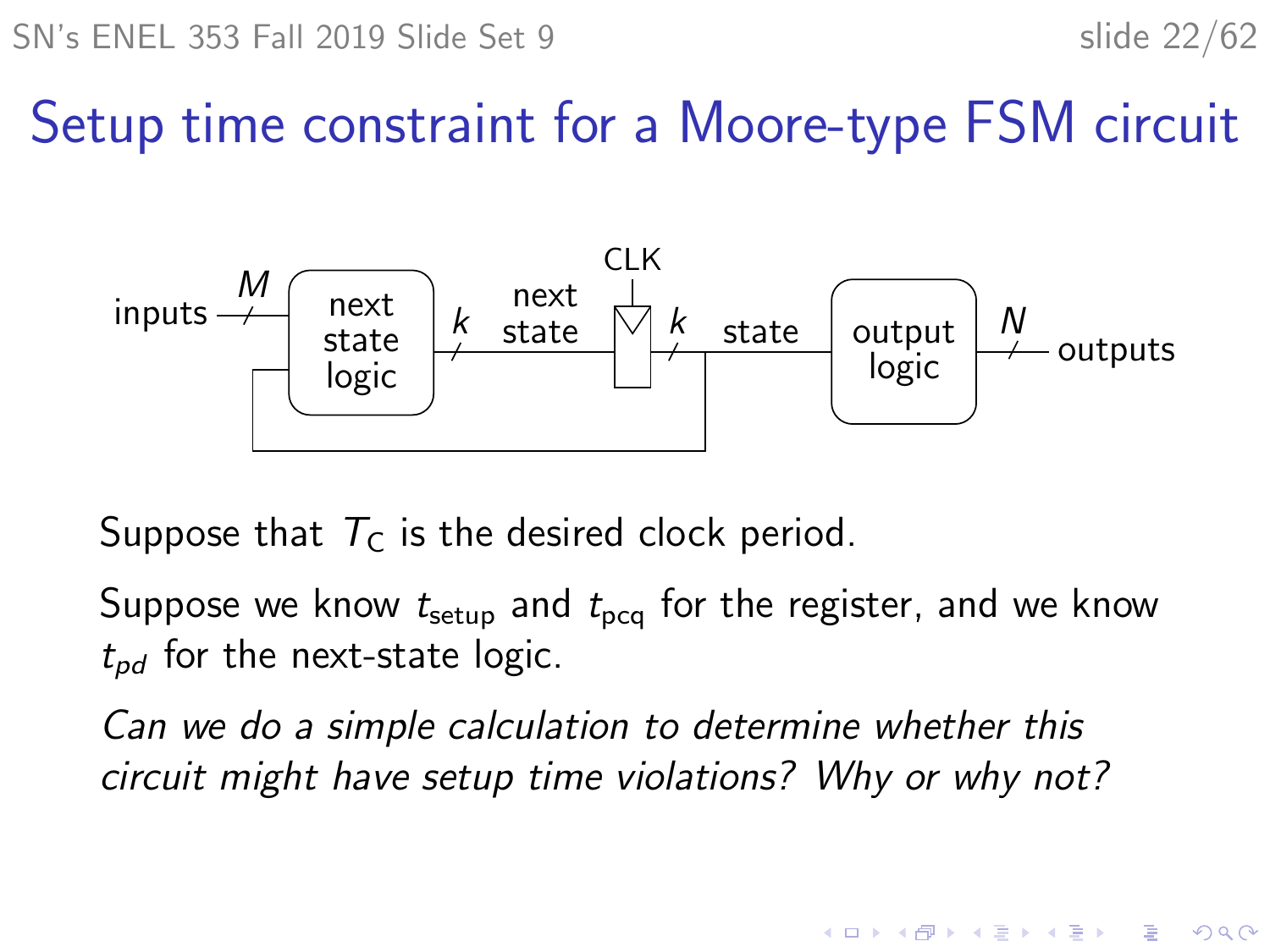# Setup time constraint for a Moore-type FSM circuit

Suppose that $T_C$ is the desired clock period.

Suppose we know $t_{setup}$ and $t_{pcq}$ for the register, and we know $t_{pd}$ for the next-state logic.

*Can we do a simple calculation to determine whether this circuit might have setup time violations? Why or why not?*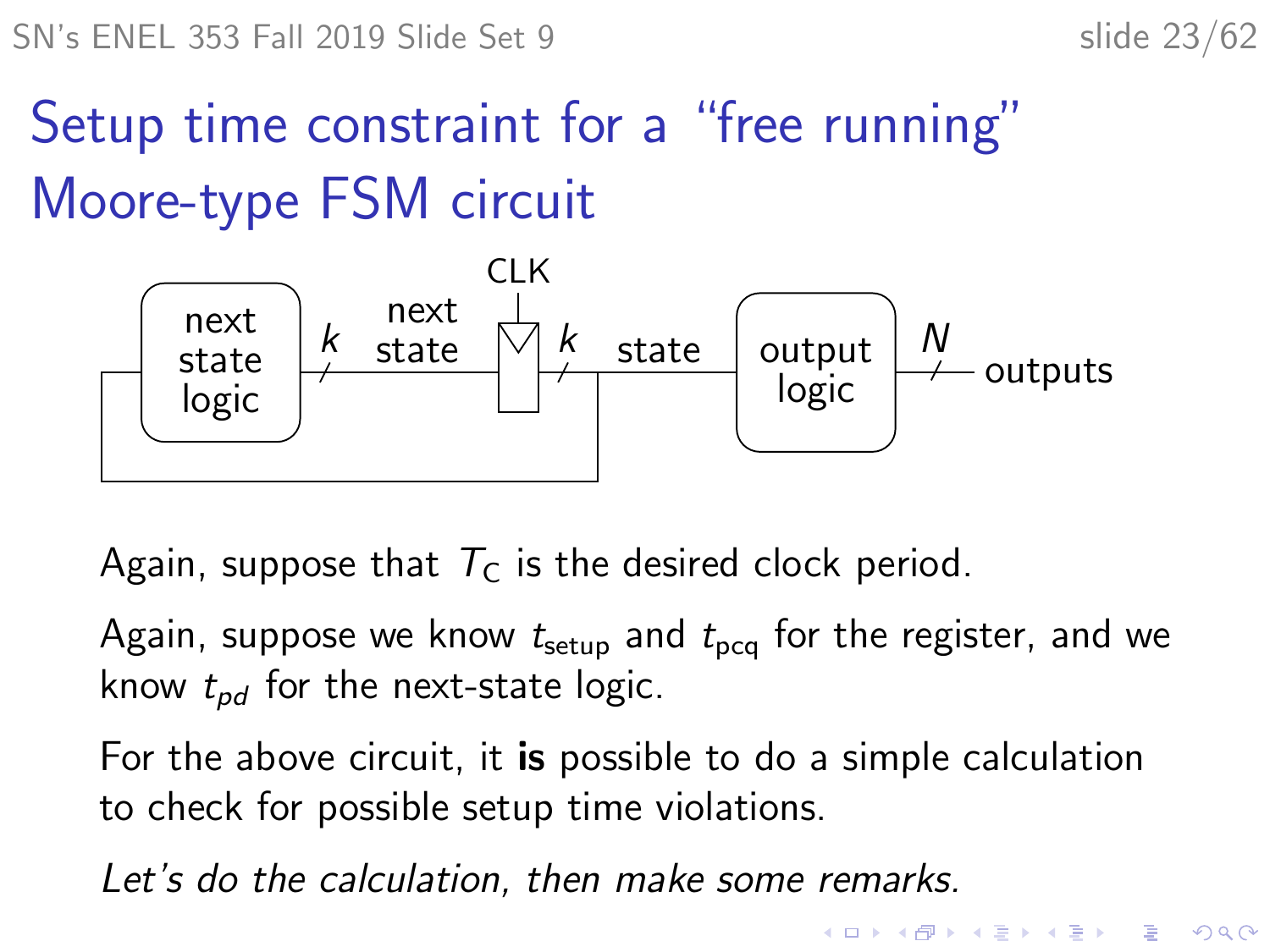# Setup time constraint for a "free running" Moore-type FSM circuit

Again, suppose that $T_C$ is the desired clock period.

Again, suppose we know $t_{\text{setup}}$ and $t_{\text{pcq}}$ for the register, and we know $t_{pd}$ for the next-state logic.

For the above circuit, it **is** possible to do a simple calculation to check for possible setup time violations.

*Let's do the calculation, then make some remarks.*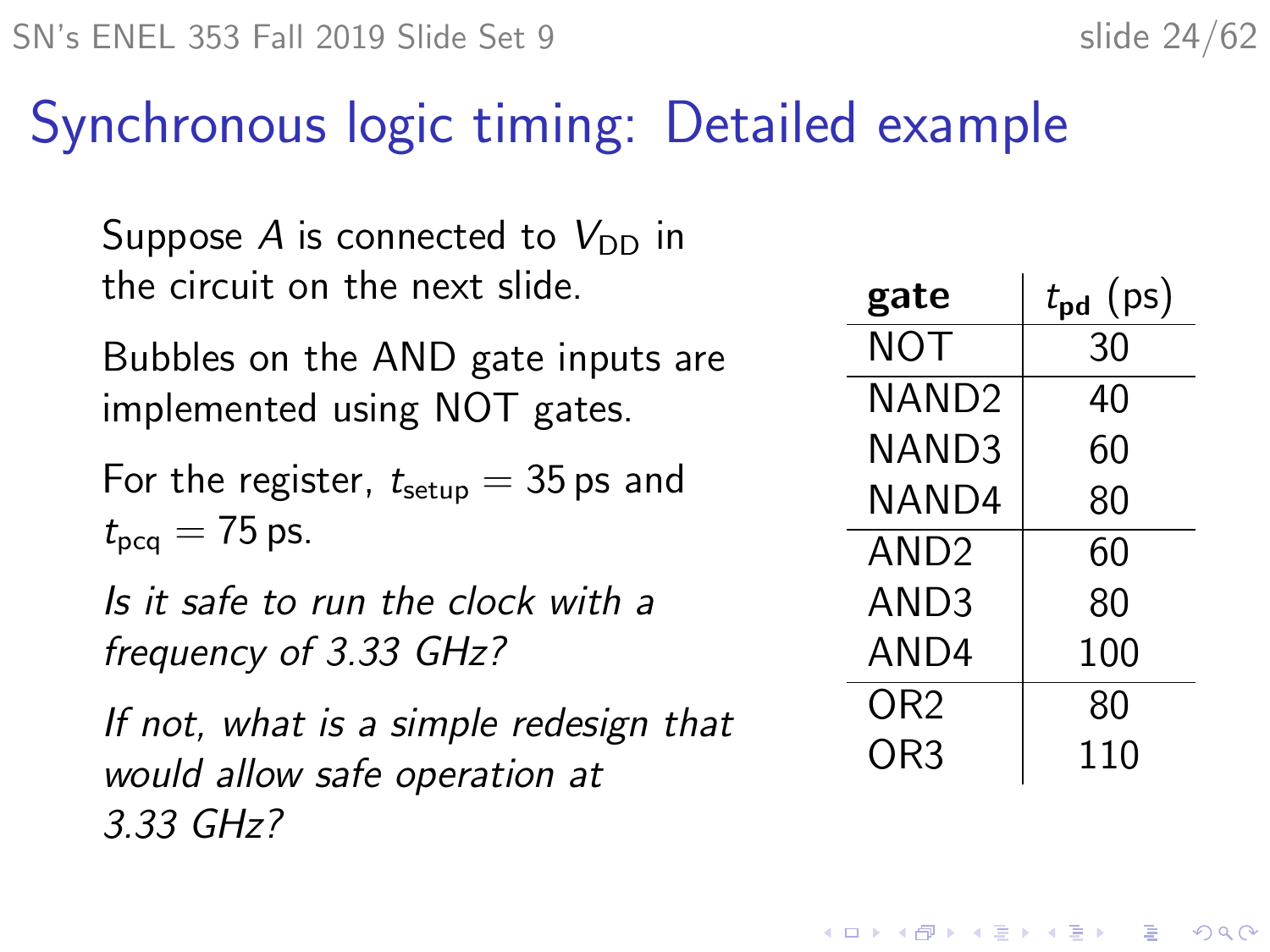# Synchronous logic timing: Detailed example

Suppose $A$ is connected to $V_{DD}$ in the circuit on the next slide.

Bubbles on the AND gate inputs are implemented using NOT gates.

For the register, $t_{setup} = 35\,\text{ps}$ and $t_{pcq} = 75\,\text{ps}$.

*Is it safe to run the clock with a frequency of 3.33 GHz?*

*If not, what is a simple redesign that would allow safe operation at 3.33 GHz?*

| **gate** | $t_{pd}$ (ps) |
|---|---|
| NOT | 30 |
| NAND2 | 40 |
| NAND3 | 60 |
| NAND4 | 80 |
| AND2 | 60 |
| AND3 | 80 |
| AND4 | 100 |
| OR2 | 80 |
| OR3 | 110 |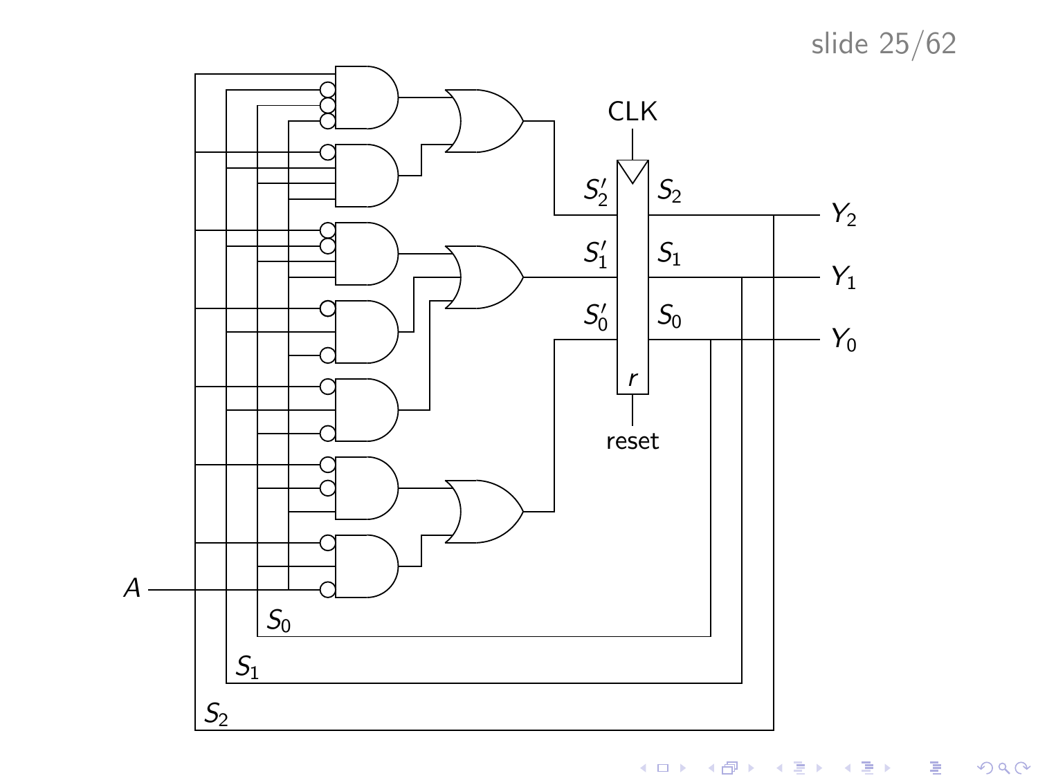CLK

$S_2'$ $S_2$ $Y_2$

$S_1'$ $S_1$ $Y_1$

$S_0'$ $S_0$ $Y_0$

$r$

reset

$A$

$S_0$

$S_1$

$S_2$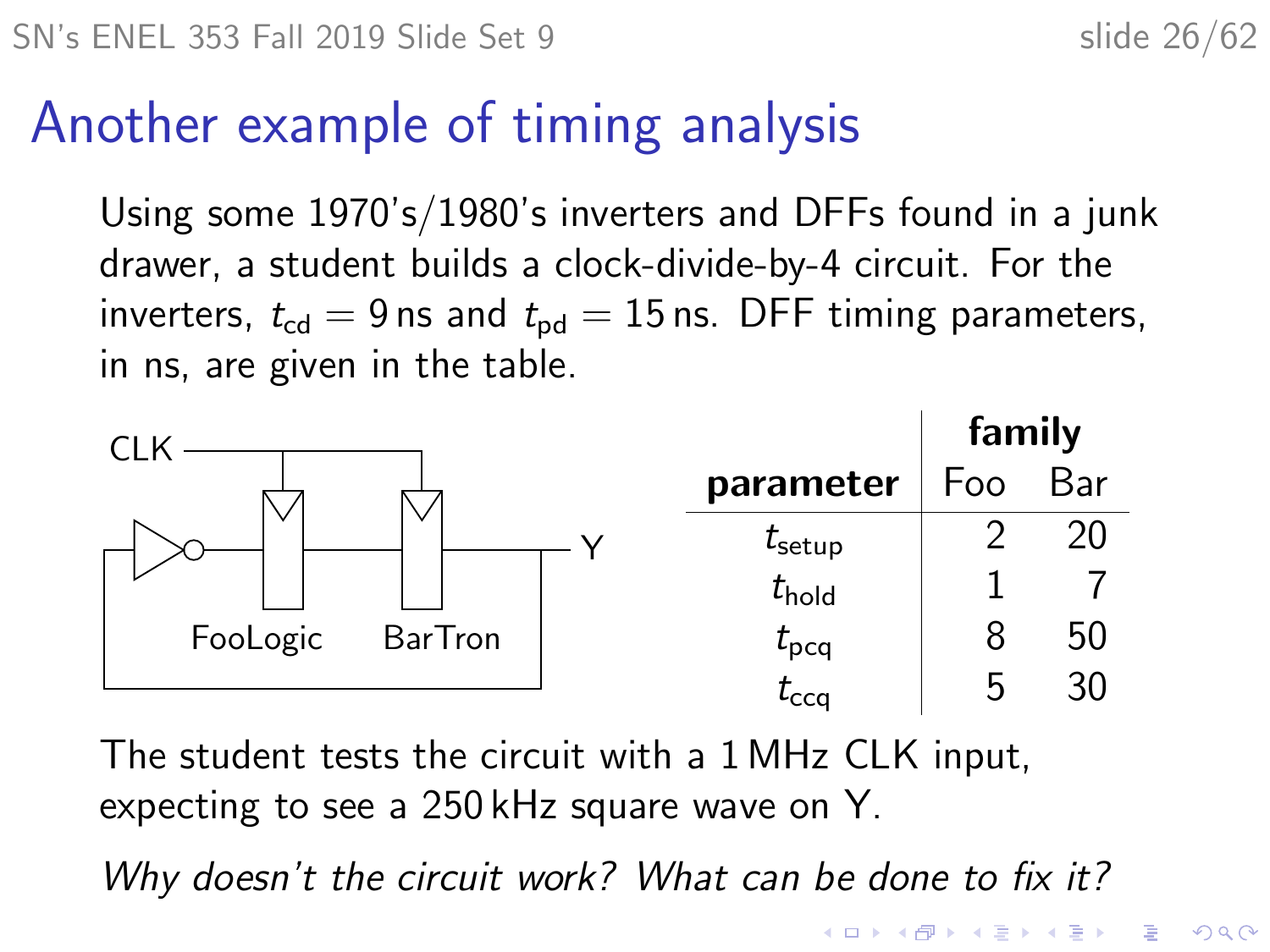# Another example of timing analysis

Using some 1970's/1980's inverters and DFFs found in a junk drawer, a student builds a clock-divide-by-4 circuit. For the inverters, $t_{cd} = 9$ ns and $t_{pd} = 15$ ns. DFF timing parameters, in ns, are given in the table.

CLK

Y

FooLogic BarTron

| parameter | family | |
|---|---|---|
| | Foo | Bar |
| $t_{setup}$ | 2 | 20 |
| $t_{hold}$ | 1 | 7 |
| $t_{pcq}$ | 8 | 50 |
| $t_{ccq}$ | 5 | 30 |

The student tests the circuit with a 1 MHz CLK input, expecting to see a 250 kHz square wave on Y.

*Why doesn't the circuit work? What can be done to fix it?*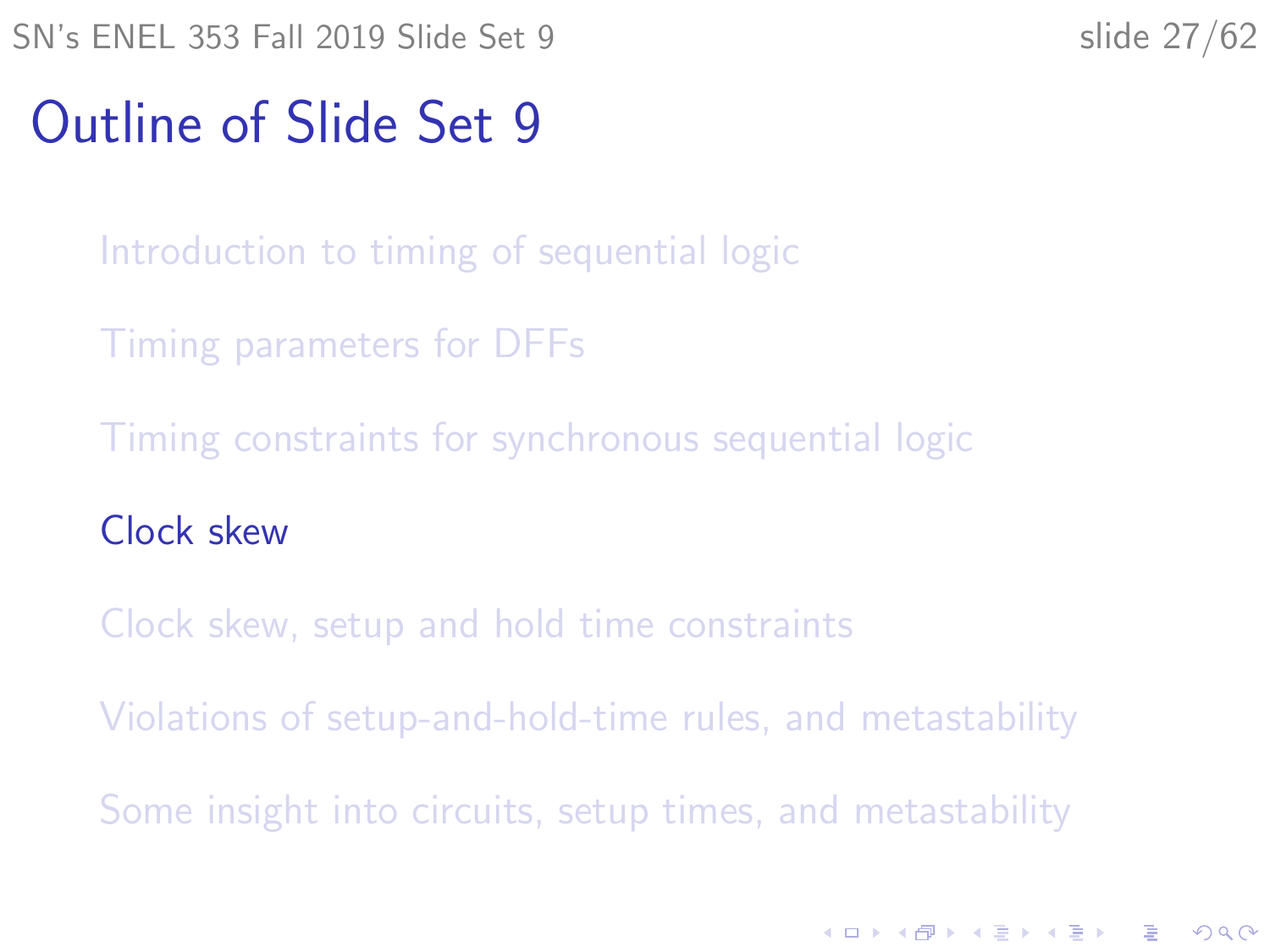# Outline of Slide Set 9

- Introduction to timing of sequential logic
- Timing parameters for DFFs
- Timing constraints for synchronous sequential logic
- Clock skew
- Clock skew, setup and hold time constraints
- Violations of setup-and-hold-time rules, and metastability
- Some insight into circuits, setup times, and metastability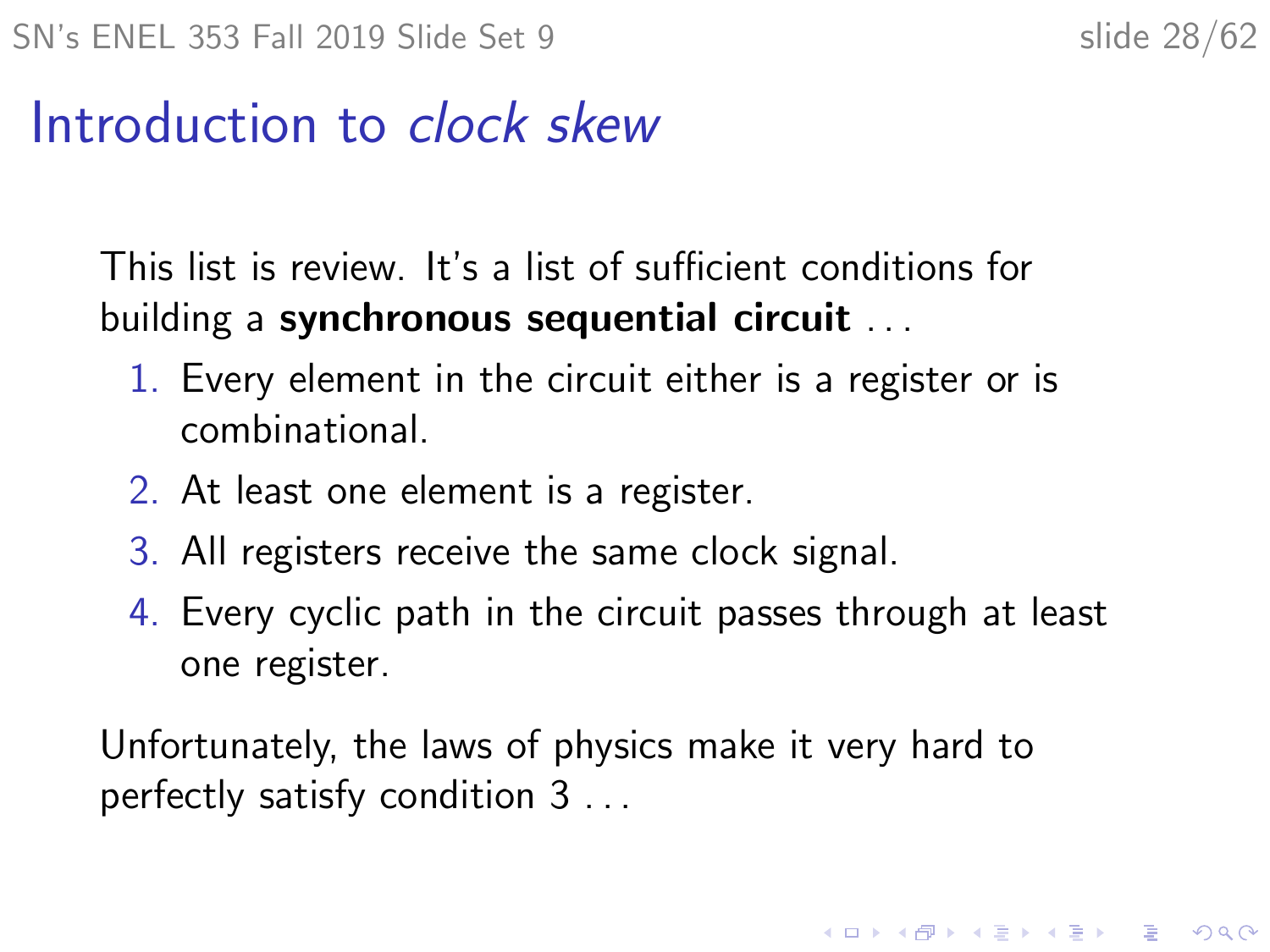# Introduction to *clock skew*

This list is review. It's a list of sufficient conditions for building a **synchronous sequential circuit** . . .

1. Every element in the circuit either is a register or is combinational.
2. At least one element is a register.
3. All registers receive the same clock signal.
4. Every cyclic path in the circuit passes through at least one register.

Unfortunately, the laws of physics make it very hard to perfectly satisfy condition 3 . . .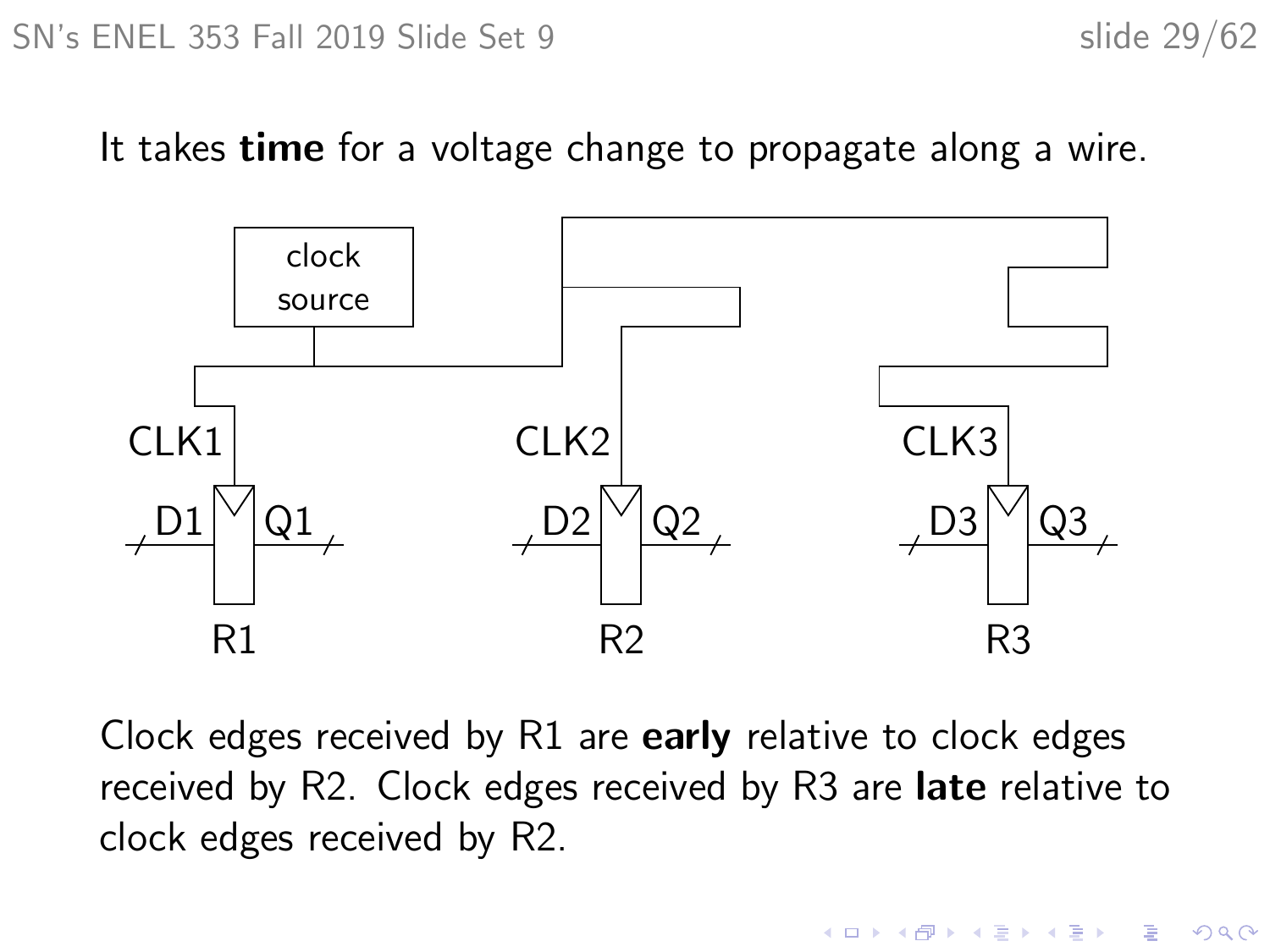It takes **time** for a voltage change to propagate along a wire.

clock source

CLK1 CLK2 CLK3

D1 Q1 D2 Q2 D3 Q3

R1 R2 R3

Clock edges received by R1 are **early** relative to clock edges received by R2. Clock edges received by R3 are **late** relative to clock edges received by R2.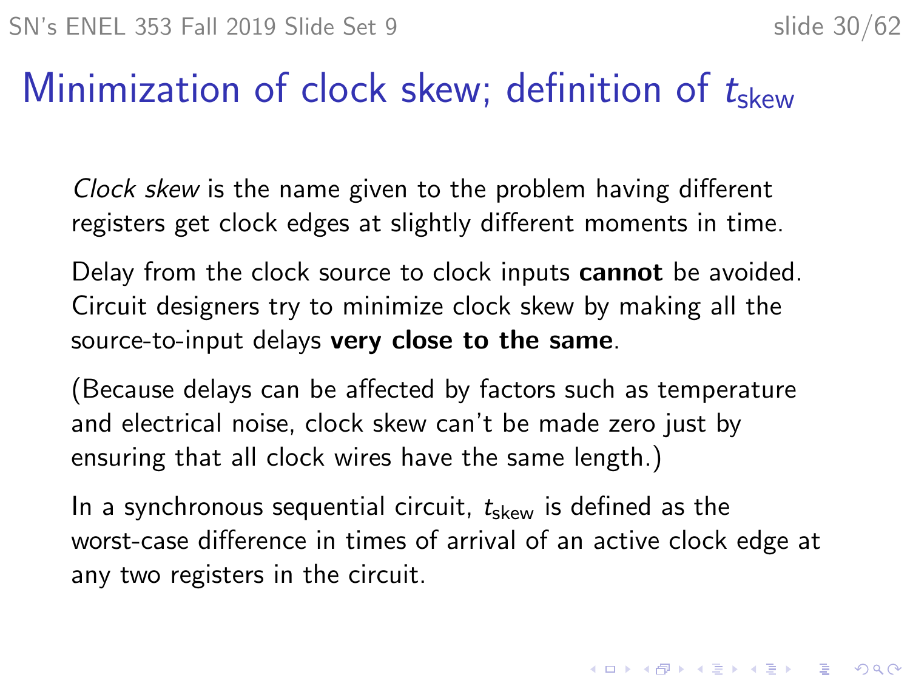# Minimization of clock skew; definition of $t_{\text{skew}}$

*Clock skew* is the name given to the problem having different registers get clock edges at slightly different moments in time.

Delay from the clock source to clock inputs **cannot** be avoided. Circuit designers try to minimize clock skew by making all the source-to-input delays **very close to the same**.

(Because delays can be affected by factors such as temperature and electrical noise, clock skew can't be made zero just by ensuring that all clock wires have the same length.)

In a synchronous sequential circuit, $t_{\text{skew}}$ is defined as the worst-case difference in times of arrival of an active clock edge at any two registers in the circuit.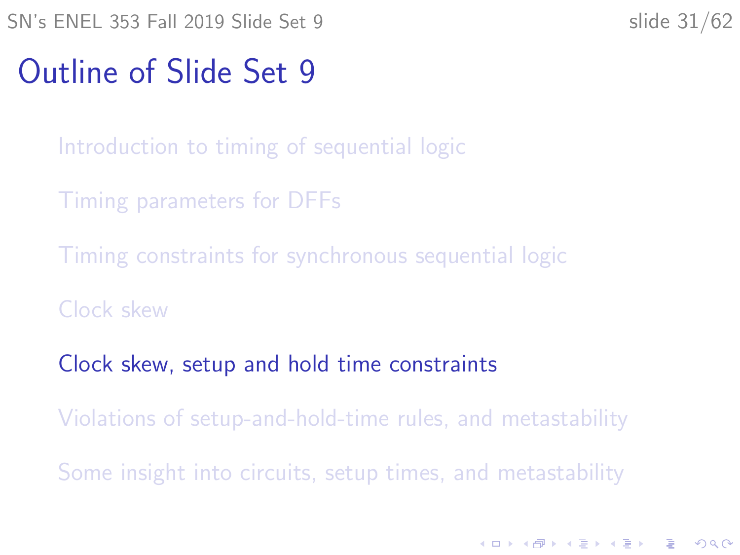# Outline of Slide Set 9

- Introduction to timing of sequential logic
- Timing parameters for DFFs
- Timing constraints for synchronous sequential logic
- Clock skew
- Clock skew, setup and hold time constraints
- Violations of setup-and-hold-time rules, and metastability
- Some insight into circuits, setup times, and metastability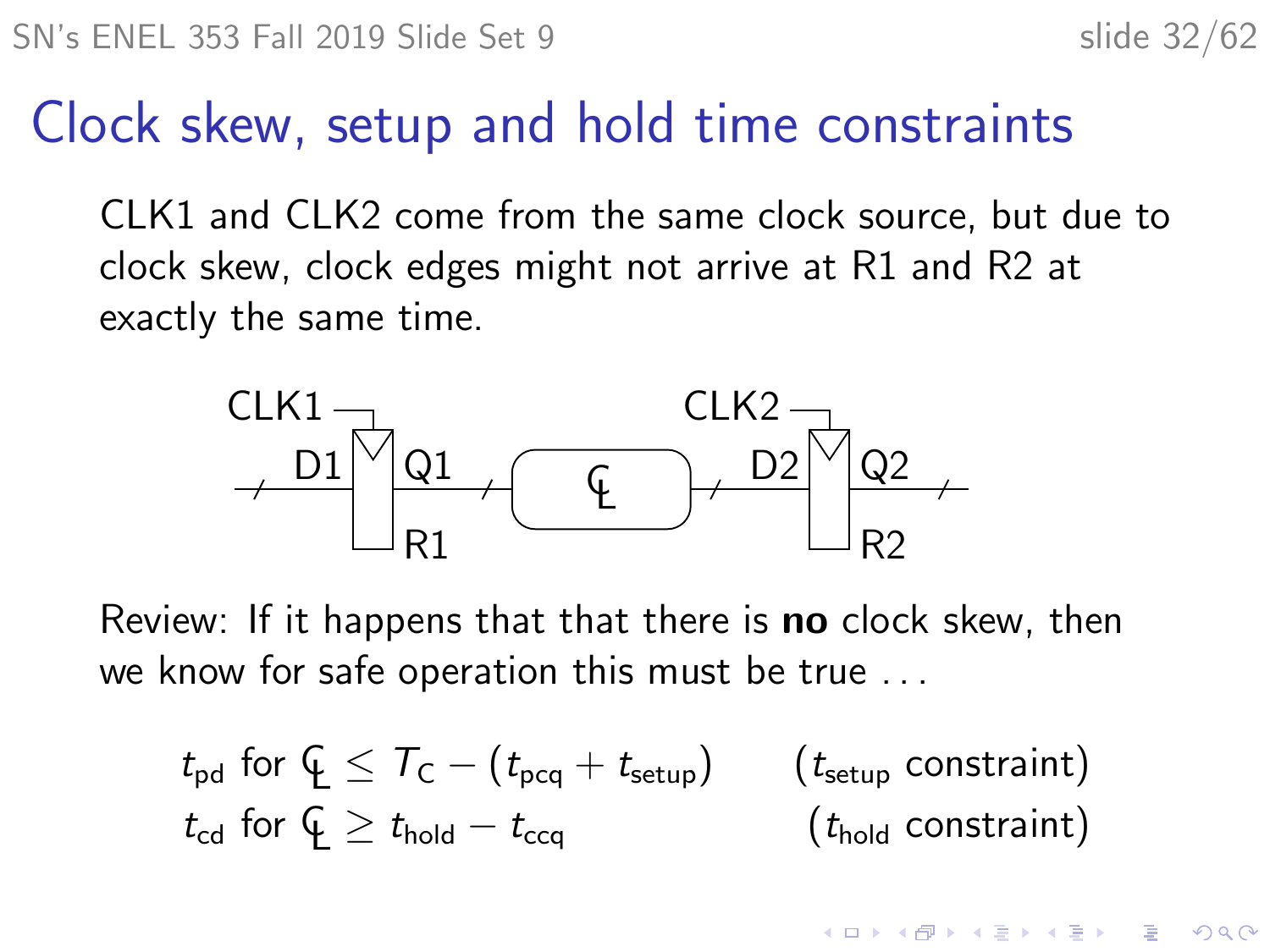# Clock skew, setup and hold time constraints

CLK1 and CLK2 come from the same clock source, but due to clock skew, clock edges might not arrive at R1 and R2 at exactly the same time.

Review: If it happens that that there is **no** clock skew, then we know for safe operation this must be true . . .

$$t_{\text{pd}} \text{ for } \mathcal{CL} \leq T_{\text{C}} - (t_{\text{pcq}} + t_{\text{setup}}) \qquad (t_{\text{setup}} \text{ constraint})$$

$$t_{\text{cd}} \text{ for } \mathcal{CL} \geq t_{\text{hold}} - t_{\text{ccq}} \qquad (t_{\text{hold}} \text{ constraint})$$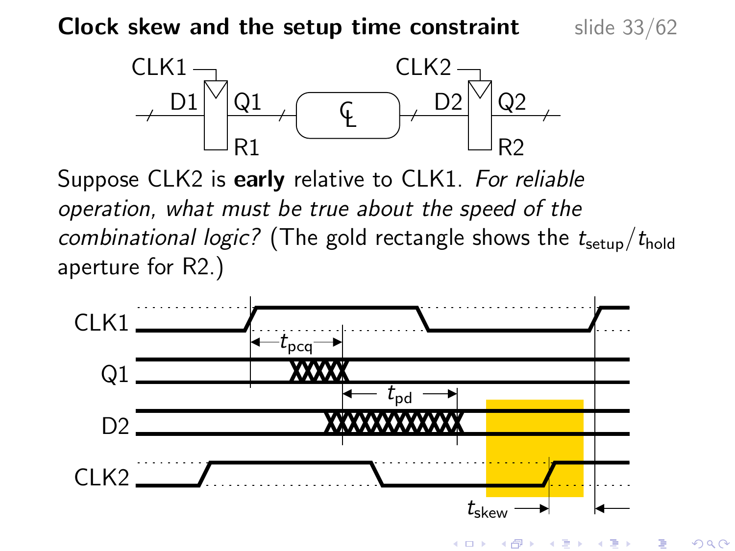## Clock skew and the setup time constraint

Suppose CLK2 is **early** relative to CLK1. *For reliable operation, what must be true about the speed of the combinational logic?* (The gold rectangle shows the $t_{\text{setup}}/t_{\text{hold}}$ aperture for R2.)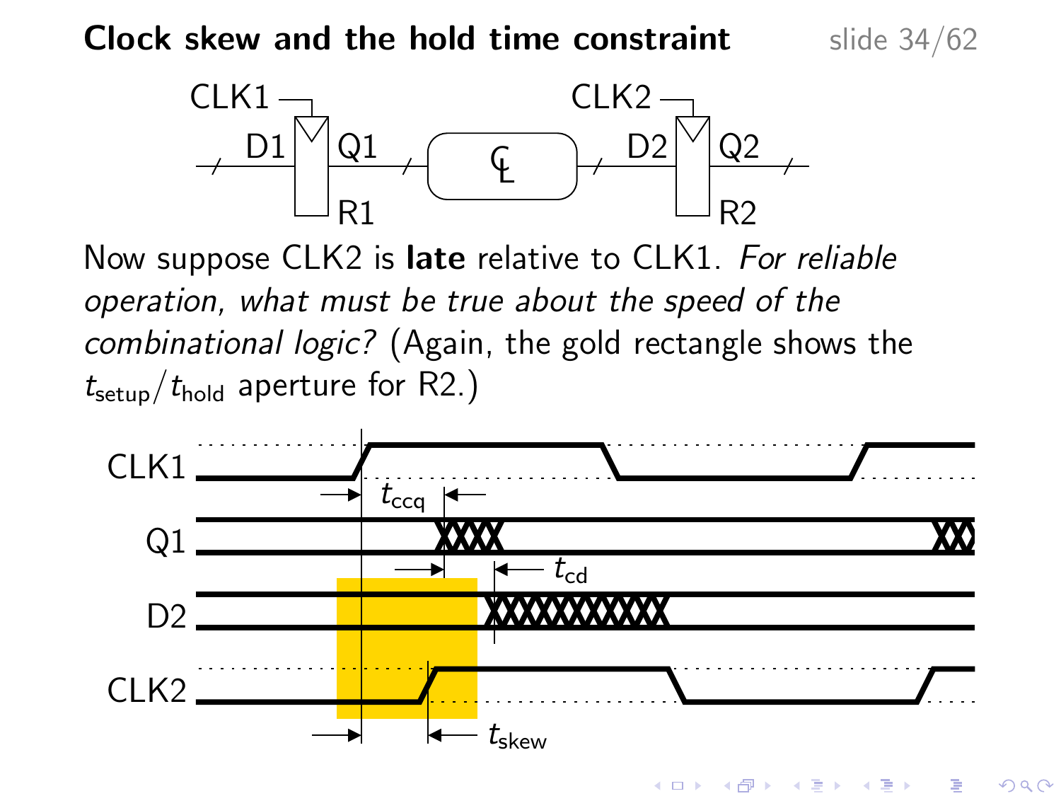# Clock skew and the hold time constraint

Now suppose CLK2 is **late** relative to CLK1. *For reliable operation, what must be true about the speed of the combinational logic?* (Again, the gold rectangle shows the $t_{setup}/t_{hold}$ aperture for R2.)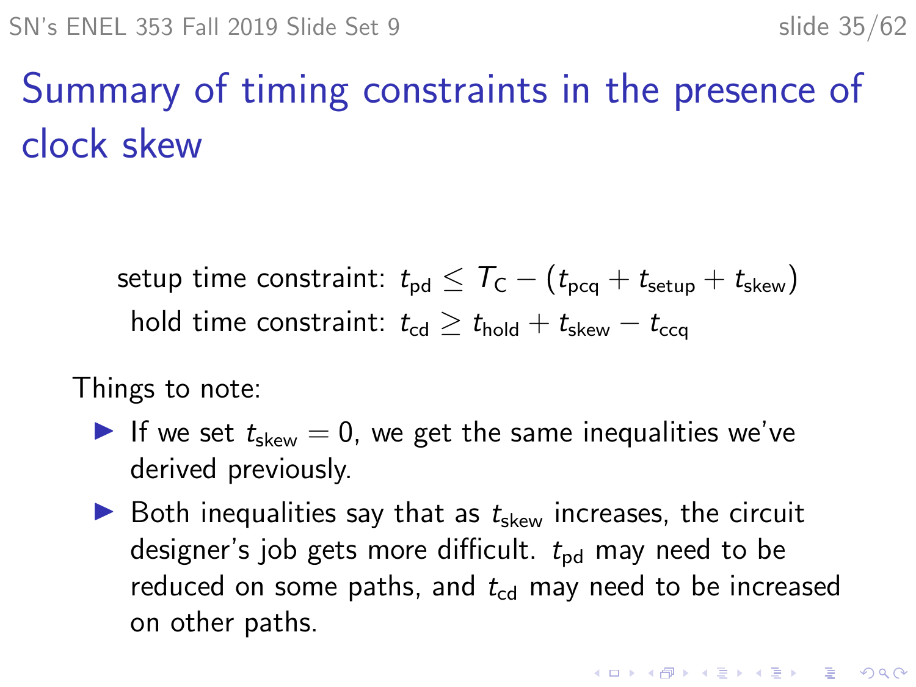# Summary of timing constraints in the presence of clock skew

setup time constraint: $t_{\text{pd}} \leq T_{\text{C}} - (t_{\text{pcq}} + t_{\text{setup}} + t_{\text{skew}})$

hold time constraint: $t_{\text{cd}} \geq t_{\text{hold}} + t_{\text{skew}} - t_{\text{ccq}}$

Things to note:

- If we set $t_{\text{skew}} = 0$, we get the same inequalities we've derived previously.
- Both inequalities say that as $t_{\text{skew}}$ increases, the circuit designer's job gets more difficult. $t_{\text{pd}}$ may need to be reduced on some paths, and $t_{\text{cd}}$ may need to be increased on other paths.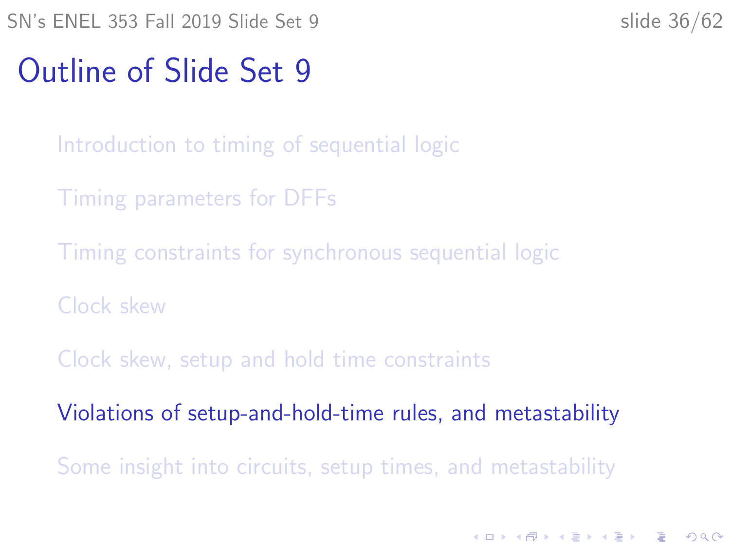# Outline of Slide Set 9

- Introduction to timing of sequential logic
- Timing parameters for DFFs
- Timing constraints for synchronous sequential logic
- Clock skew
- Clock skew, setup and hold time constraints
- Violations of setup-and-hold-time rules, and metastability
- Some insight into circuits, setup times, and metastability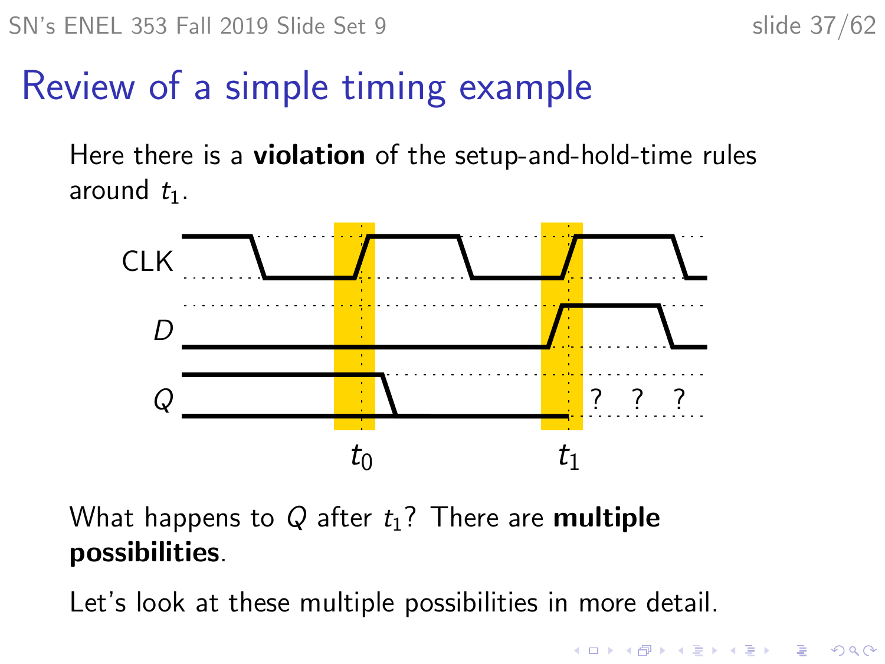# Review of a simple timing example

Here there is a **violation** of the setup-and-hold-time rules around $t_1$.

What happens to $Q$ after $t_1$? There are **multiple possibilities**.

Let's look at these multiple possibilities in more detail.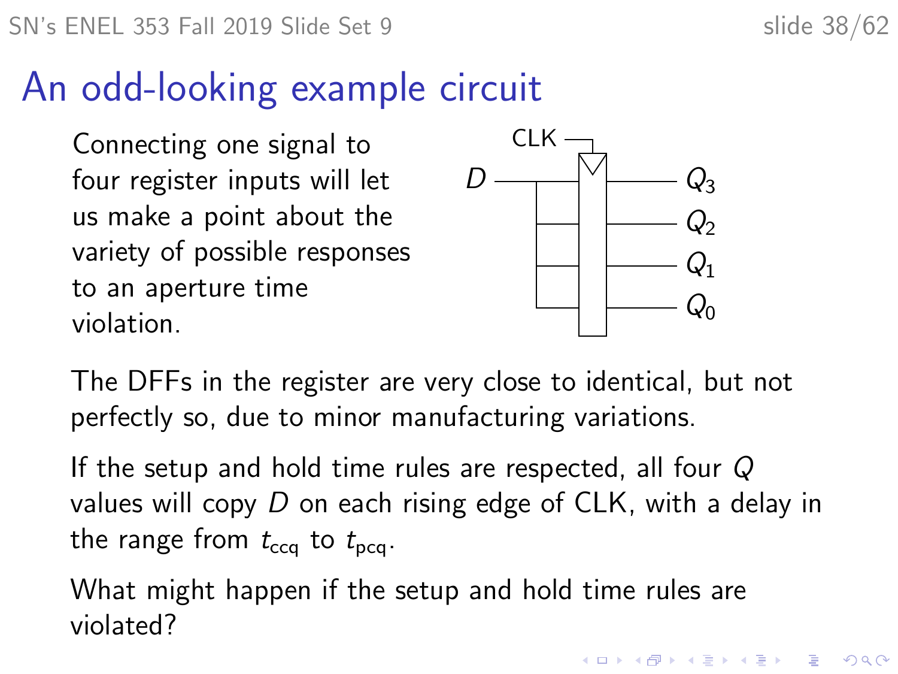# An odd-looking example circuit

Connecting one signal to four register inputs will let us make a point about the variety of possible responses to an aperture time violation.

The DFFs in the register are very close to identical, but not perfectly so, due to minor manufacturing variations.

If the setup and hold time rules are respected, all four $Q$ values will copy $D$ on each rising edge of CLK, with a delay in the range from $t_{ccq}$ to $t_{pcq}$.

What might happen if the setup and hold time rules are violated?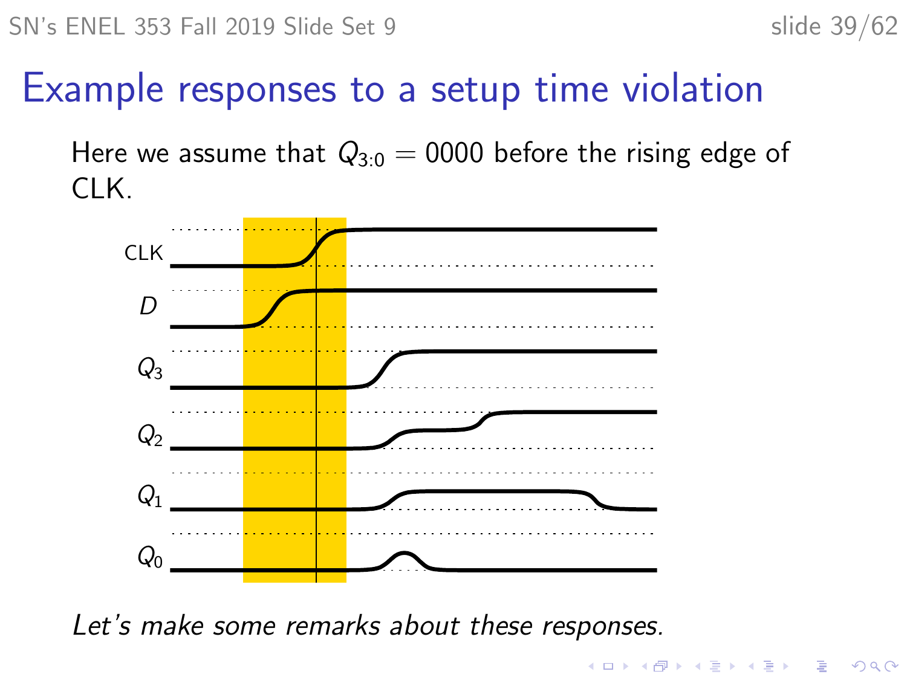# Example responses to a setup time violation

Here we assume that $Q_{3:0} = 0000$ before the rising edge of CLK.

CLK

$D$

$Q_3$

$Q_2$

$Q_1$

$Q_0$

*Let's make some remarks about these responses.*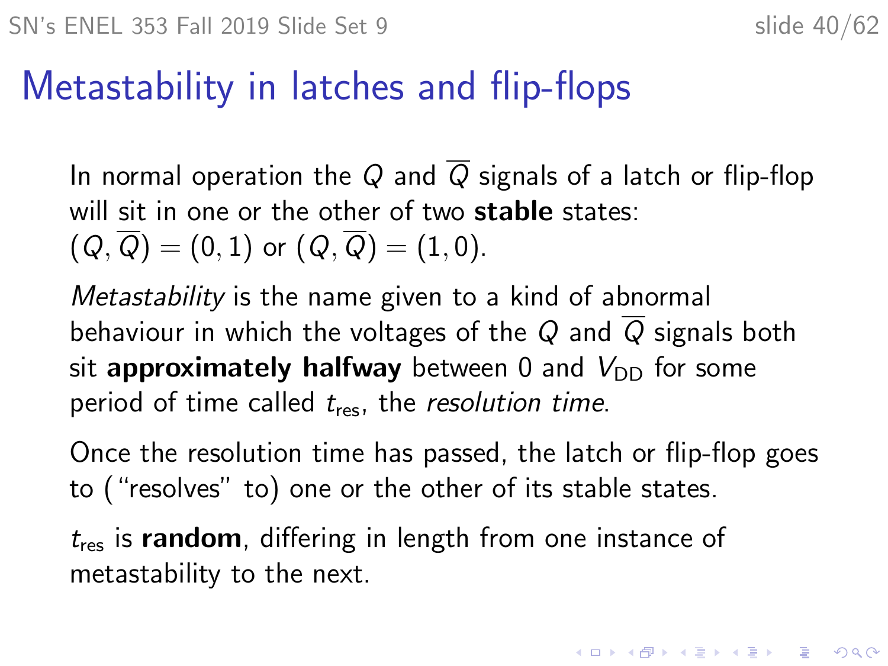# Metastability in latches and flip-flops

In normal operation the $Q$ and $\overline{Q}$ signals of a latch or flip-flop will sit in one or the other of two **stable** states: $(Q, \overline{Q}) = (0, 1)$ or $(Q, \overline{Q}) = (1, 0)$.

*Metastability* is the name given to a kind of abnormal behaviour in which the voltages of the $Q$ and $\overline{Q}$ signals both sit **approximately halfway** between 0 and $V_{\text{DD}}$ for some period of time called $t_{\text{res}}$, the *resolution time*.

Once the resolution time has passed, the latch or flip-flop goes to ("resolves" to) one or the other of its stable states.

$t_{\text{res}}$ is **random**, differing in length from one instance of metastability to the next.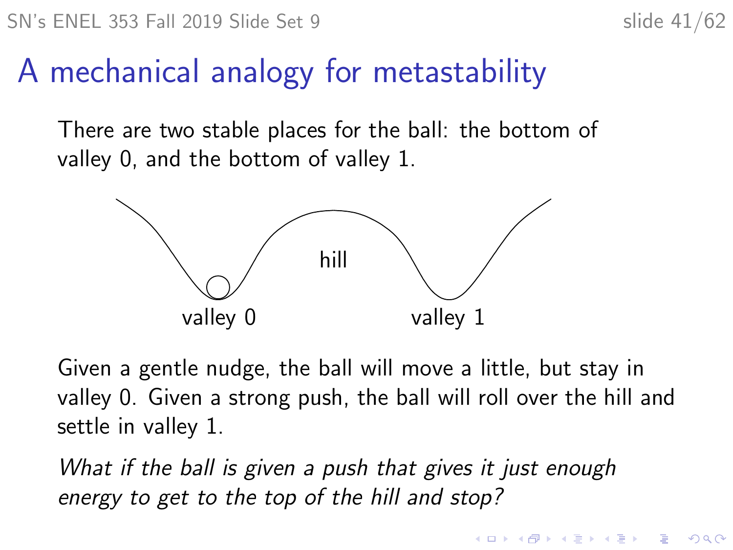# A mechanical analogy for metastability

There are two stable places for the ball: the bottom of valley 0, and the bottom of valley 1.

hill

valley 0 valley 1

Given a gentle nudge, the ball will move a little, but stay in valley 0. Given a strong push, the ball will roll over the hill and settle in valley 1.

*What if the ball is given a push that gives it just enough energy to get to the top of the hill and stop?*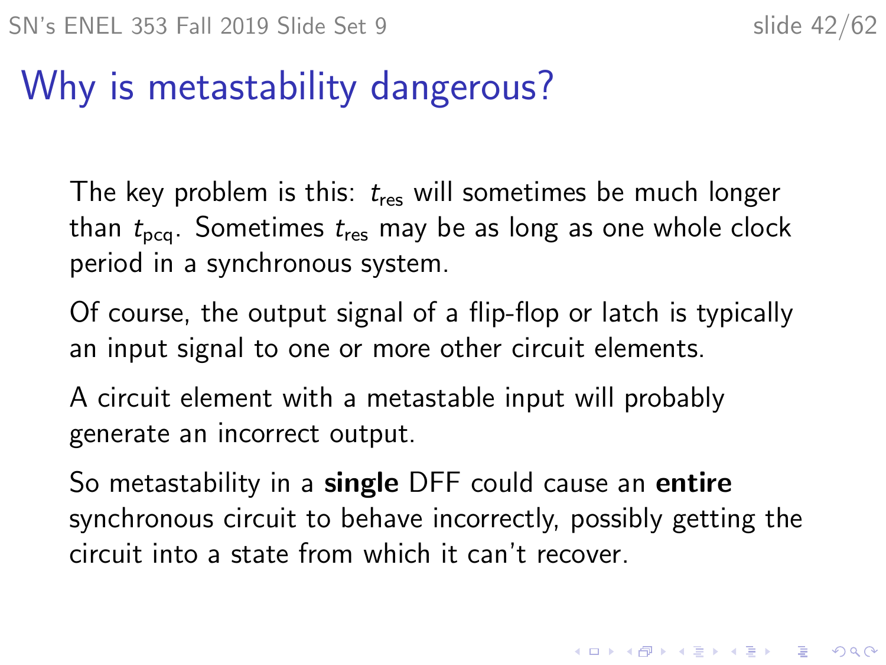# Why is metastability dangerous?

The key problem is this: $t_{res}$ will sometimes be much longer than $t_{pcq}$. Sometimes $t_{res}$ may be as long as one whole clock period in a synchronous system.

Of course, the output signal of a flip-flop or latch is typically an input signal to one or more other circuit elements.

A circuit element with a metastable input will probably generate an incorrect output.

So metastability in a **single** DFF could cause an **entire** synchronous circuit to behave incorrectly, possibly getting the circuit into a state from which it can't recover.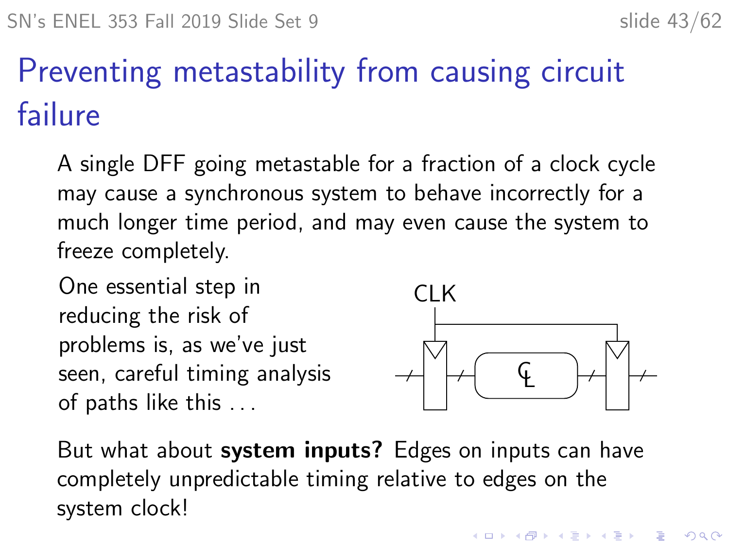# Preventing metastability from causing circuit failure

A single DFF going metastable for a fraction of a clock cycle may cause a synchronous system to behave incorrectly for a much longer time period, and may even cause the system to freeze completely.

One essential step in reducing the risk of problems is, as we've just seen, careful timing analysis of paths like this . . .

But what about **system inputs?** Edges on inputs can have completely unpredictable timing relative to edges on the system clock!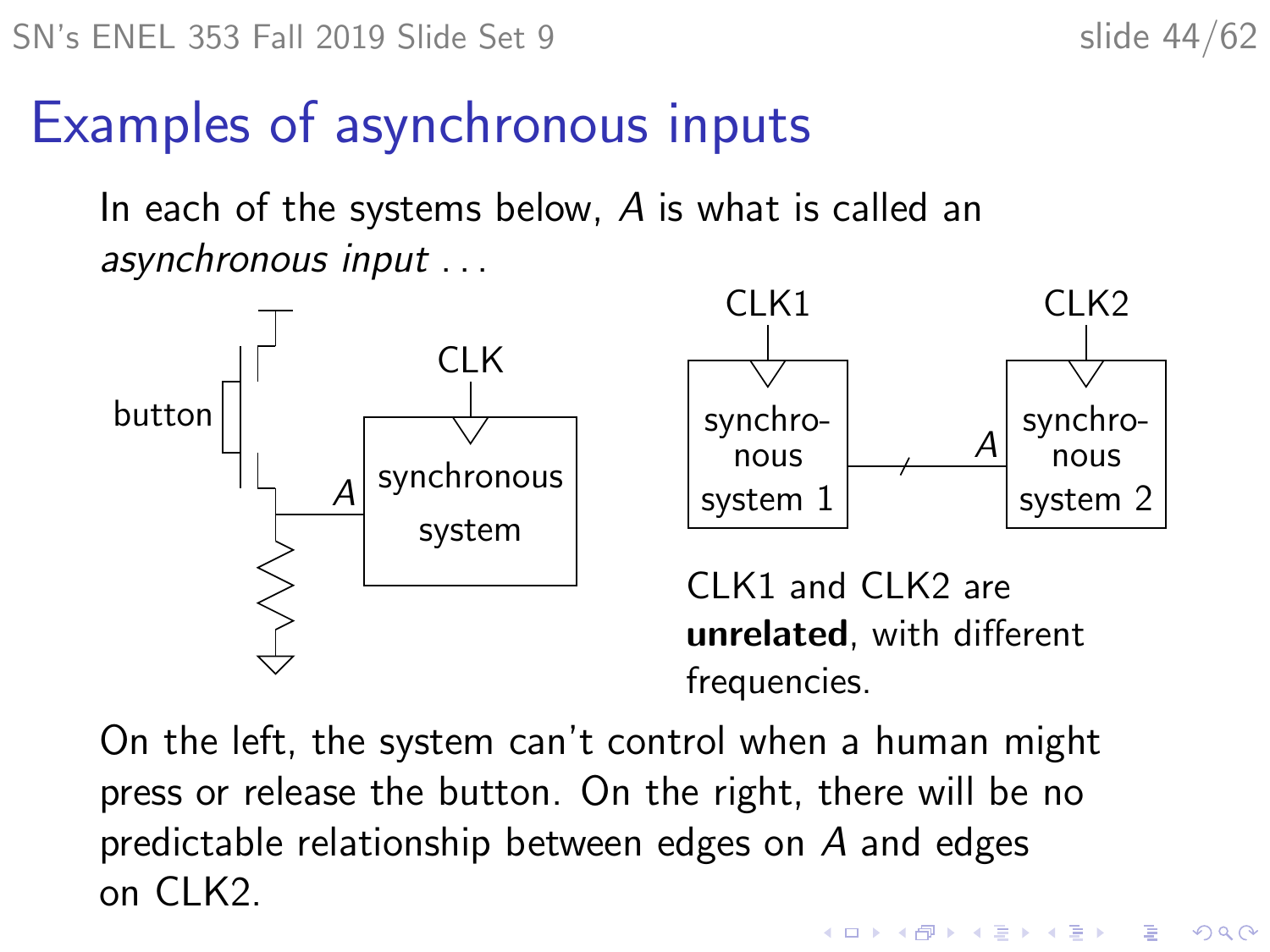# Examples of asynchronous inputs

In each of the systems below, $A$ is what is called an *asynchronous input* . . .

button

CLK

$A$

synchronous system

CLK1

CLK2

synchro-nous system 1

$A$

synchro-nous system 2

CLK1 and CLK2 are **unrelated**, with different frequencies.

On the left, the system can't control when a human might press or release the button. On the right, there will be no predictable relationship between edges on $A$ and edges on CLK2.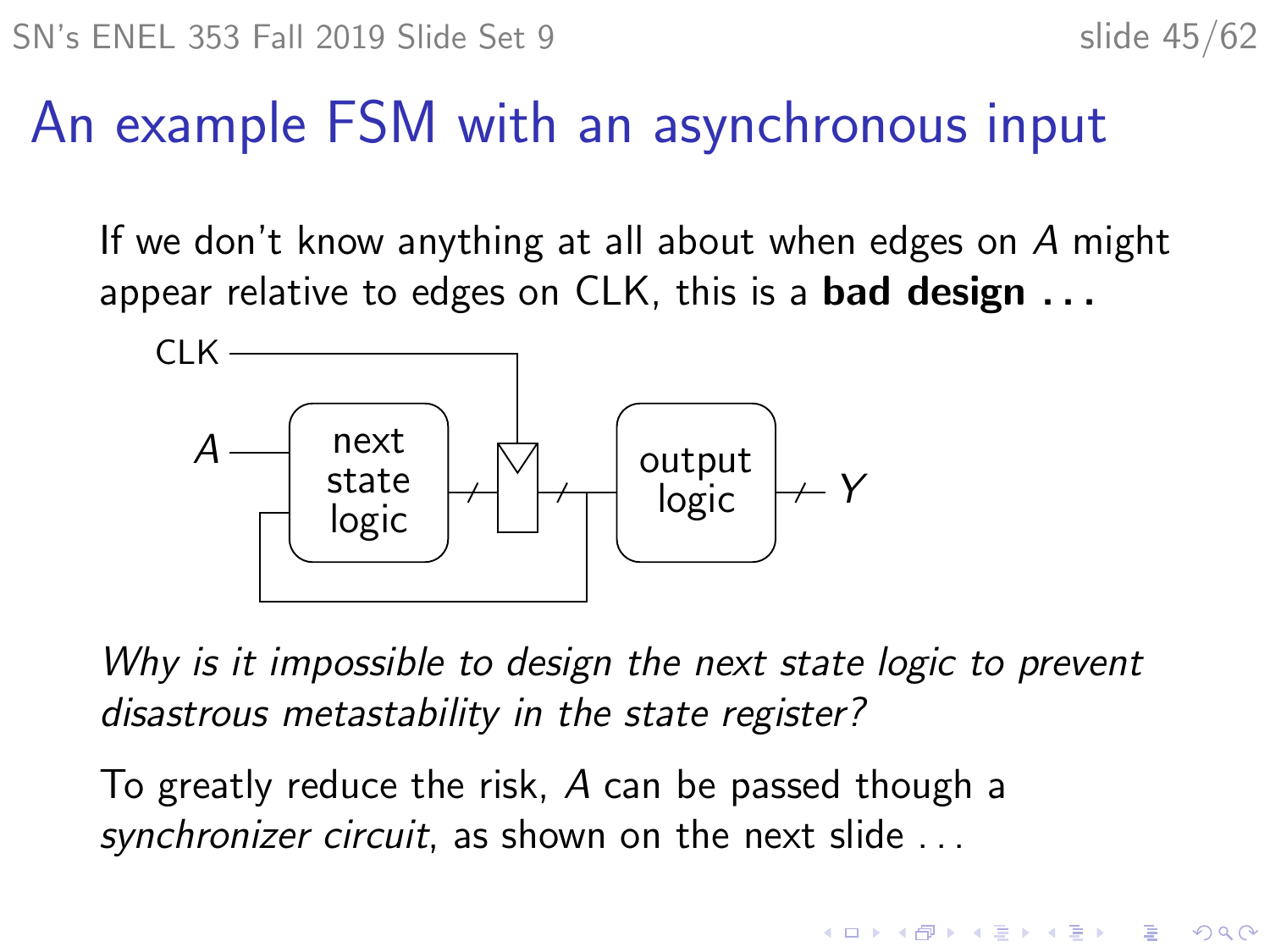# An example FSM with an asynchronous input

If we don't know anything at all about when edges on $A$ might appear relative to edges on CLK, this is a **bad design ...**

*Why is it impossible to design the next state logic to prevent disastrous metastability in the state register?*

To greatly reduce the risk, $A$ can be passed though a *synchronizer circuit*, as shown on the next slide ...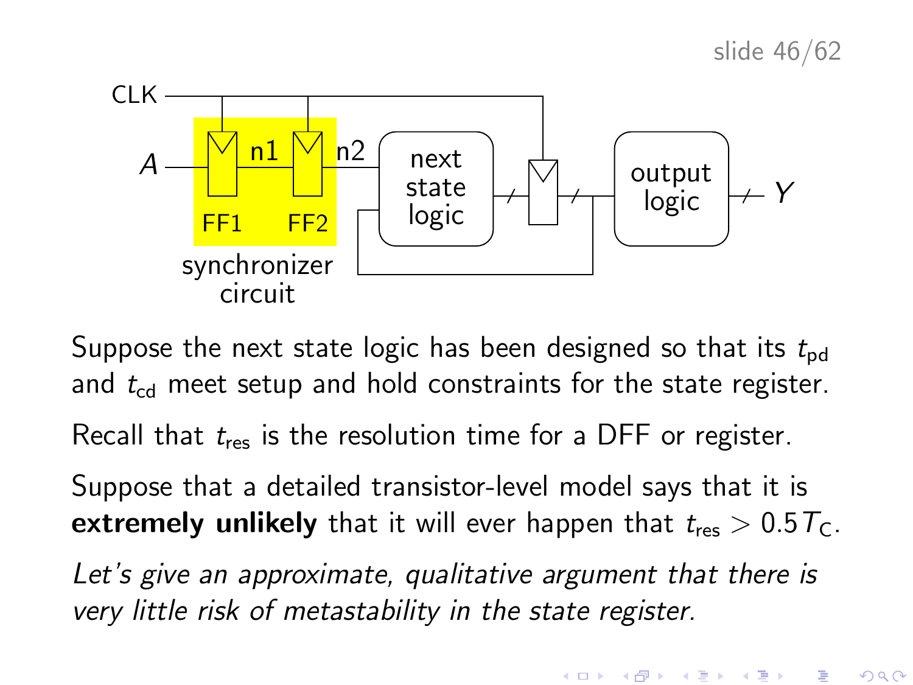CLK

$A$ n1 n2 next state logic output logic $Y$

FF1 FF2

synchronizer circuit

Suppose the next state logic has been designed so that its $t_{pd}$ and $t_{cd}$ meet setup and hold constraints for the state register.

Recall that $t_{res}$ is the resolution time for a DFF or register.

Suppose that a detailed transistor-level model says that it is **extremely unlikely** that it will ever happen that $t_{res} > 0.5T_C$.

*Let's give an approximate, qualitative argument that there is very little risk of metastability in the state register.*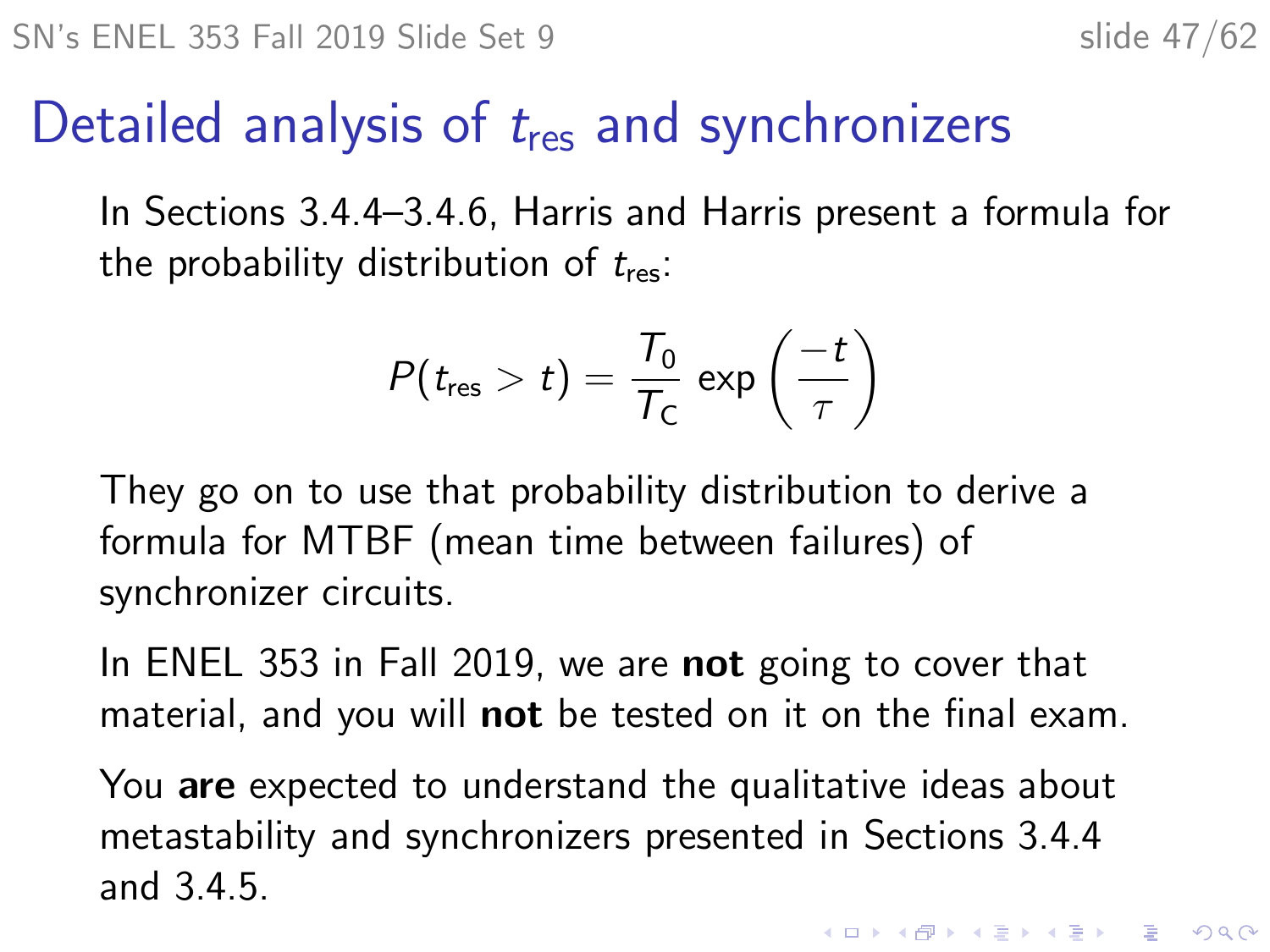# Detailed analysis of $t_{\text{res}}$ and synchronizers

In Sections 3.4.4–3.4.6, Harris and Harris present a formula for the probability distribution of $t_{\text{res}}$:

$$P(t_{\text{res}} > t) = \frac{T_0}{T_C} \exp\left(\frac{-t}{\tau}\right)$$

They go on to use that probability distribution to derive a formula for MTBF (mean time between failures) of synchronizer circuits.

In ENEL 353 in Fall 2019, we are **not** going to cover that material, and you will **not** be tested on it on the final exam.

You **are** expected to understand the qualitative ideas about metastability and synchronizers presented in Sections 3.4.4 and 3.4.5.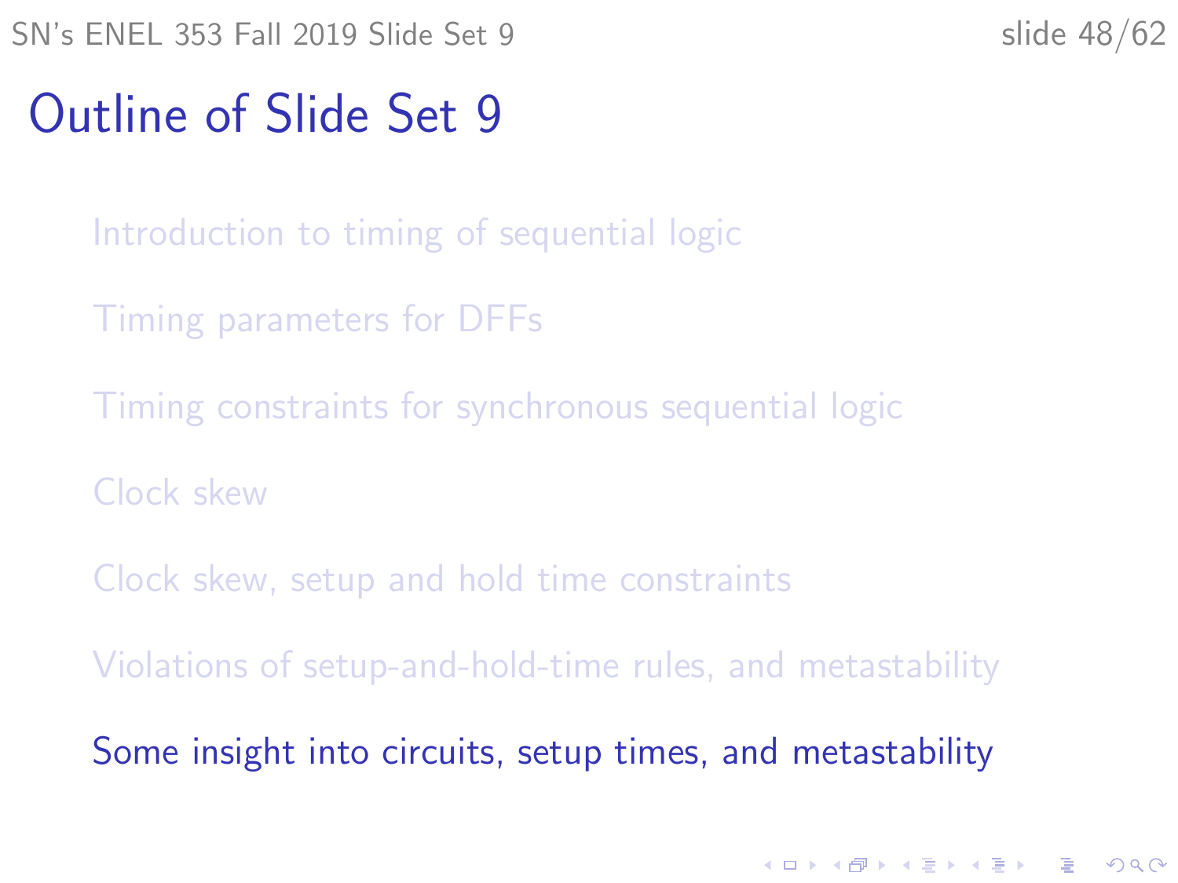# Outline of Slide Set 9

Introduction to timing of sequential logic

Timing parameters for DFFs

Timing constraints for synchronous sequential logic

Clock skew

Clock skew, setup and hold time constraints

Violations of setup-and-hold-time rules, and metastability

Some insight into circuits, setup times, and metastability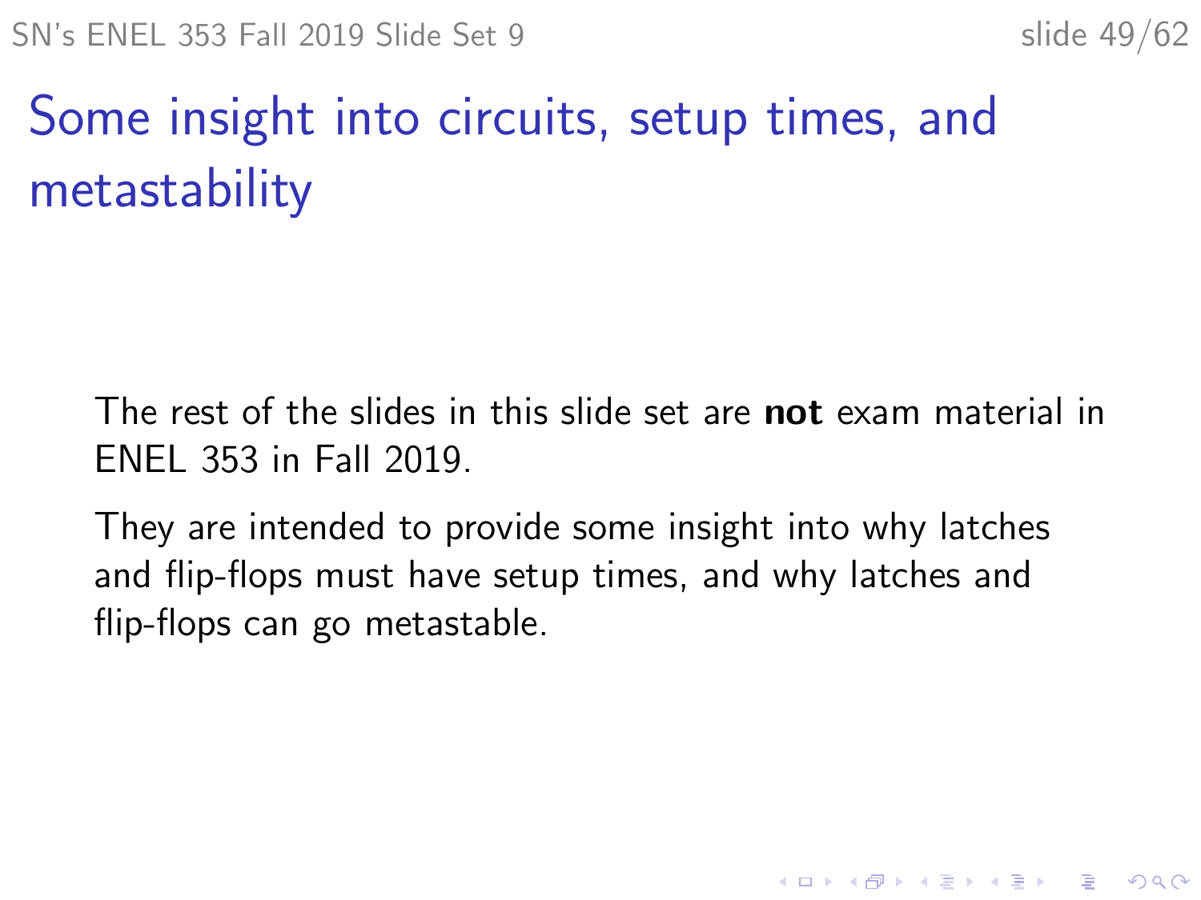# Some insight into circuits, setup times, and metastability

The rest of the slides in this slide set are **not** exam material in ENEL 353 in Fall 2019.

They are intended to provide some insight into why latches and flip-flops must have setup times, and why latches and flip-flops can go metastable.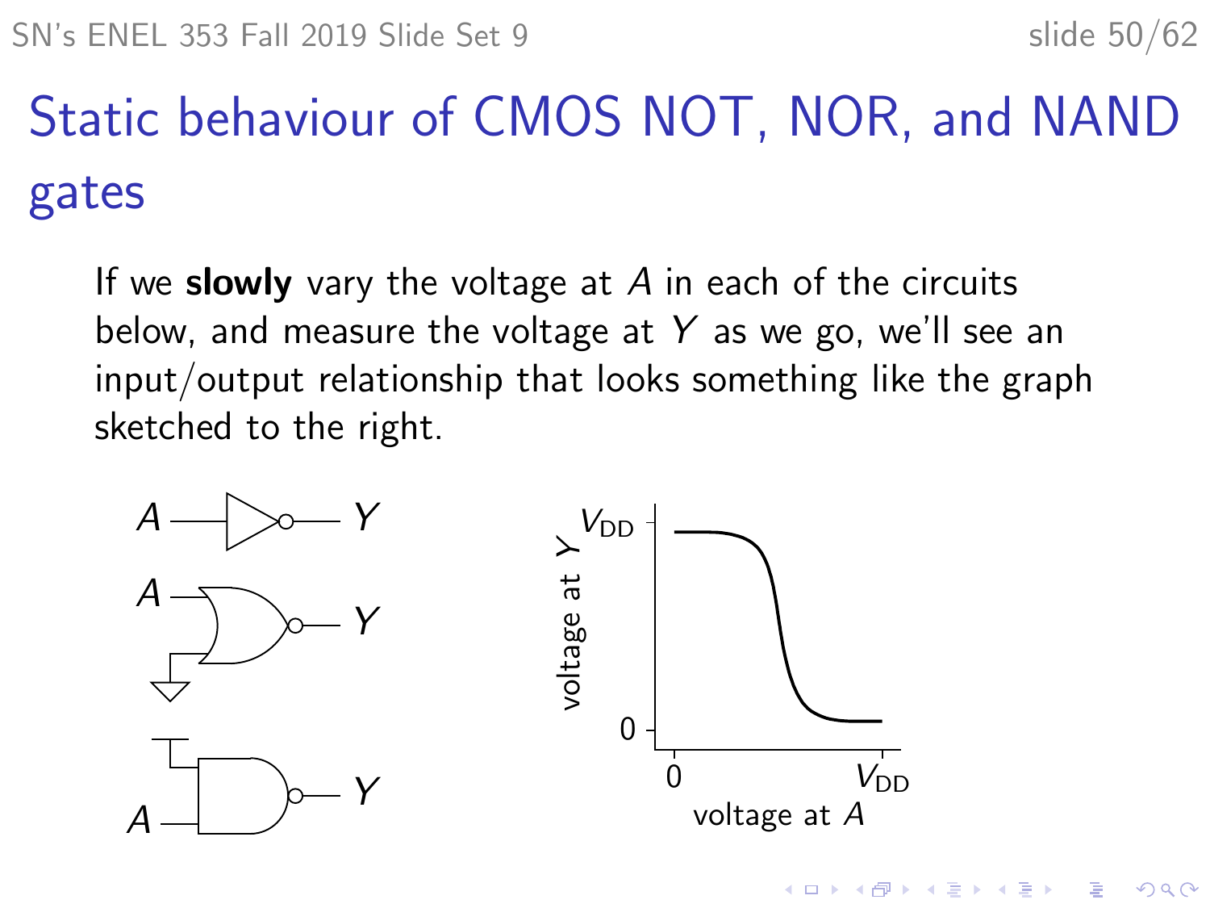# Static behaviour of CMOS NOT, NOR, and NAND gates

If we **slowly** vary the voltage at $A$ in each of the circuits below, and measure the voltage at $Y$ as we go, we'll see an input/output relationship that looks something like the graph sketched to the right.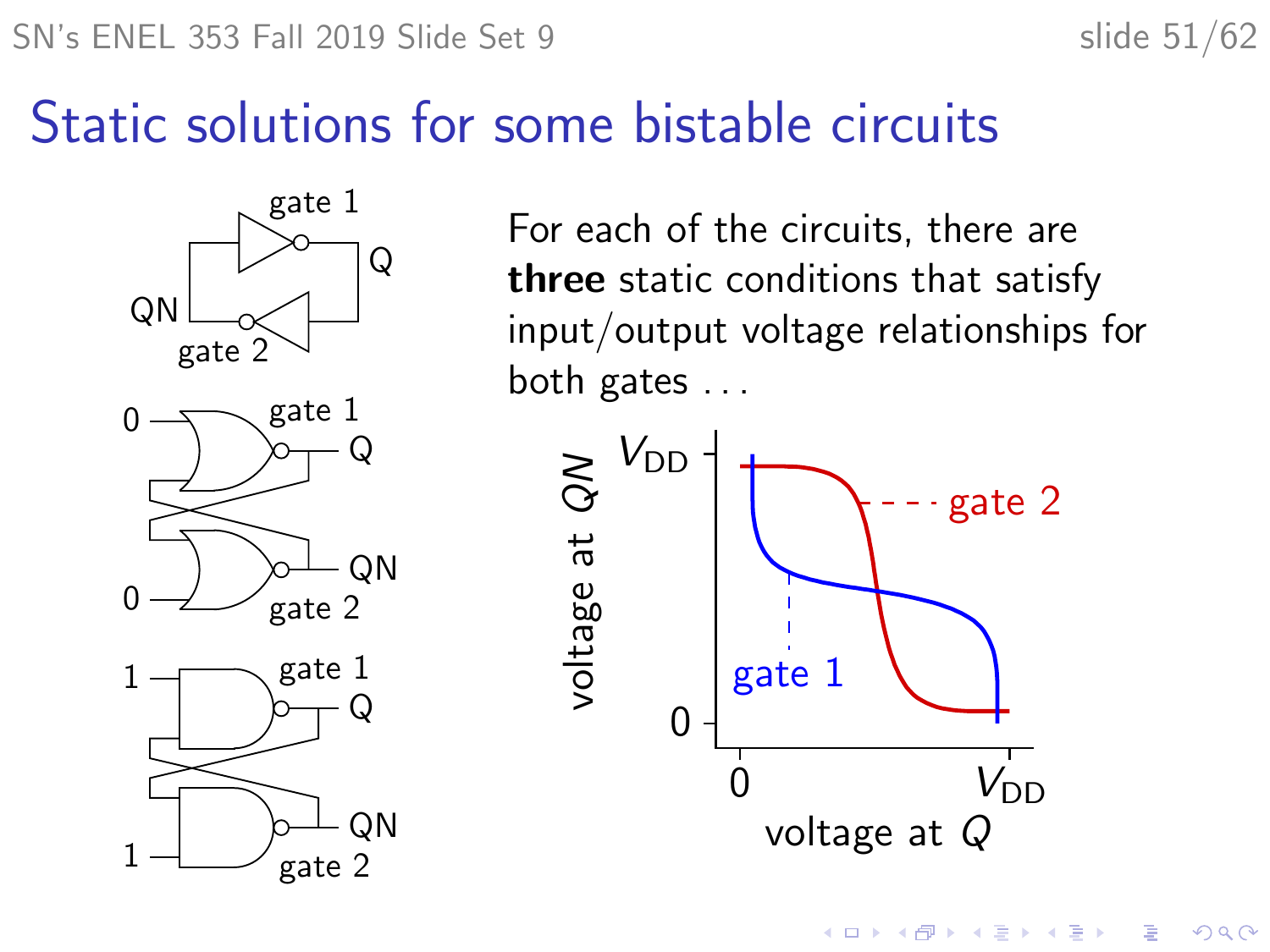# Static solutions for some bistable circuits

For each of the circuits, there are **three** static conditions that satisfy input/output voltage relationships for both gates . . .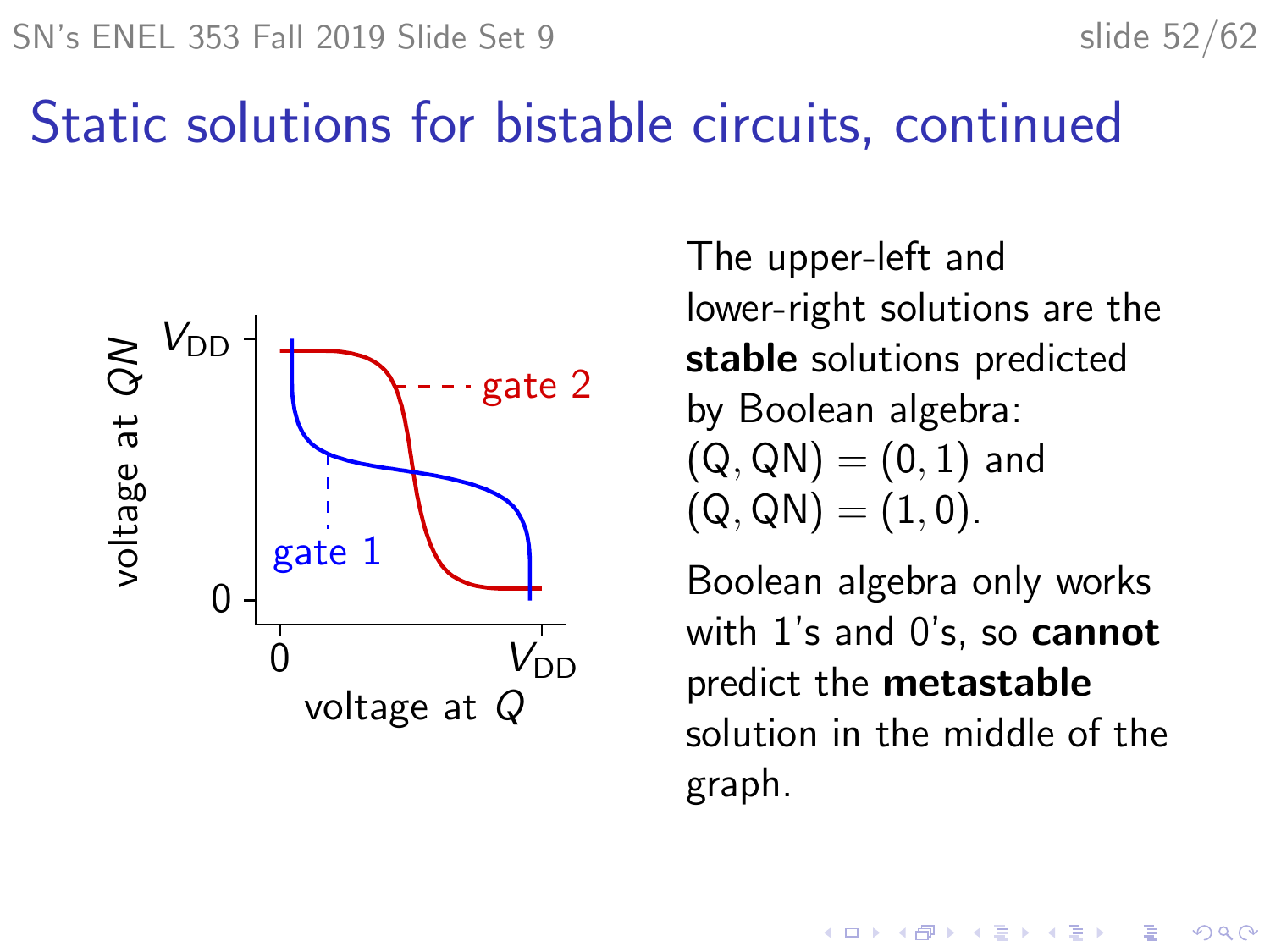# Static solutions for bistable circuits, continued

The upper-left and lower-right solutions are the **stable** solutions predicted by Boolean algebra: $(Q, QN) = (0, 1)$ and $(Q, QN) = (1, 0)$.

Boolean algebra only works with 1's and 0's, so **cannot** predict the **metastable** solution in the middle of the graph.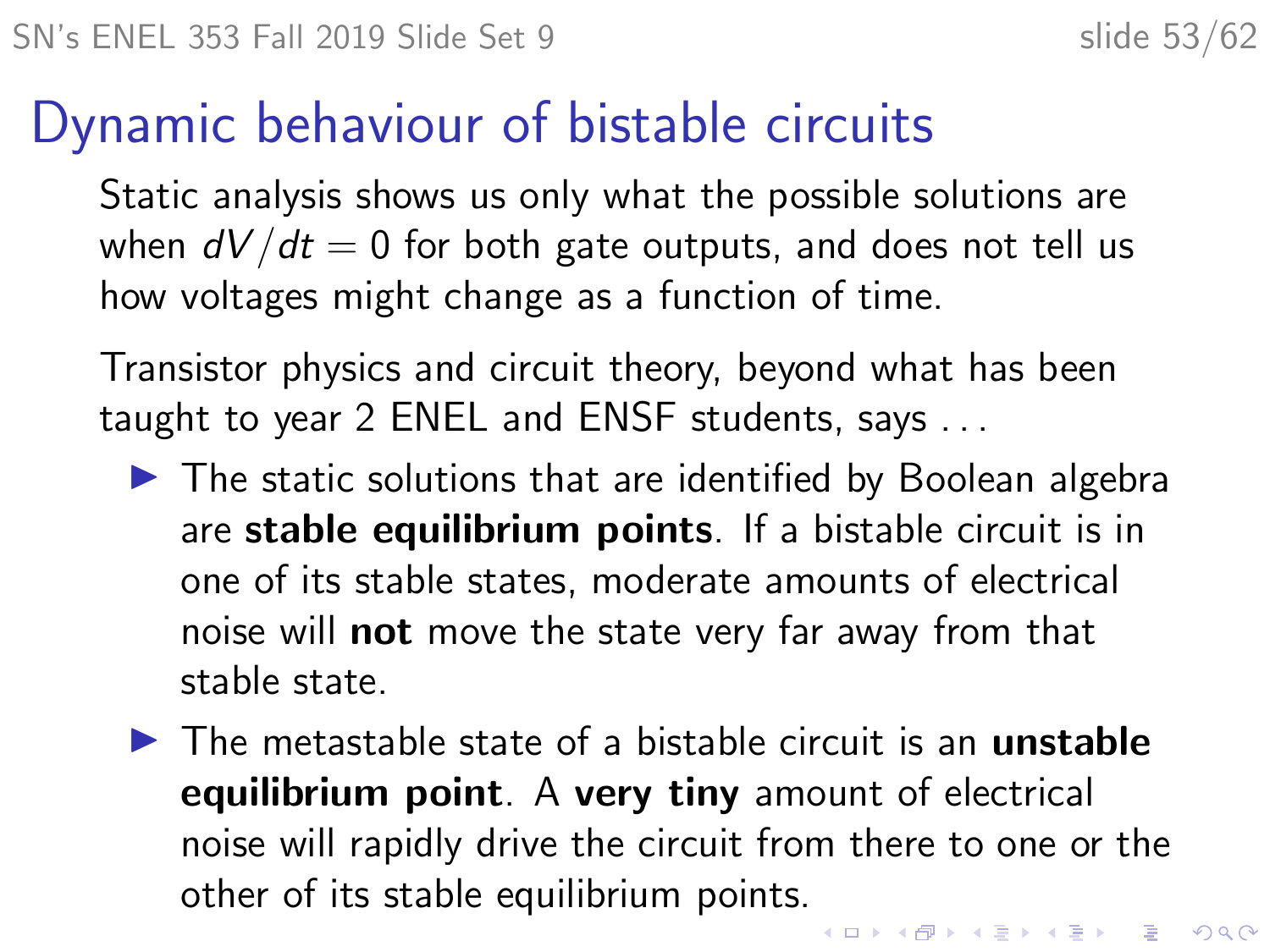# Dynamic behaviour of bistable circuits

Static analysis shows us only what the possible solutions are when $dV/dt = 0$ for both gate outputs, and does not tell us how voltages might change as a function of time.

Transistor physics and circuit theory, beyond what has been taught to year 2 ENEL and ENSF students, says . . .

- The static solutions that are identified by Boolean algebra are **stable equilibrium points**. If a bistable circuit is in one of its stable states, moderate amounts of electrical noise will **not** move the state very far away from that stable state.
- The metastable state of a bistable circuit is an **unstable equilibrium point**. A **very tiny** amount of electrical noise will rapidly drive the circuit from there to one or the other of its stable equilibrium points.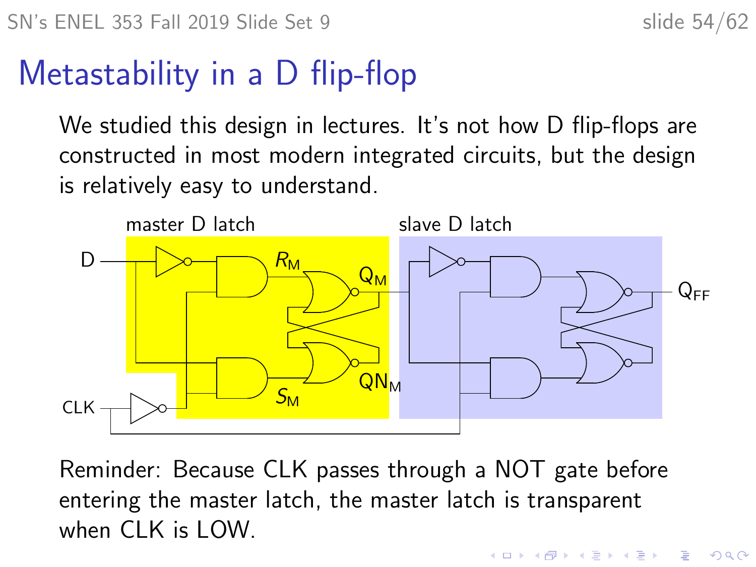# Metastability in a D flip-flop

We studied this design in lectures. It's not how D flip-flops are constructed in most modern integrated circuits, but the design is relatively easy to understand.

Reminder: Because CLK passes through a NOT gate before entering the master latch, the master latch is transparent when CLK is LOW.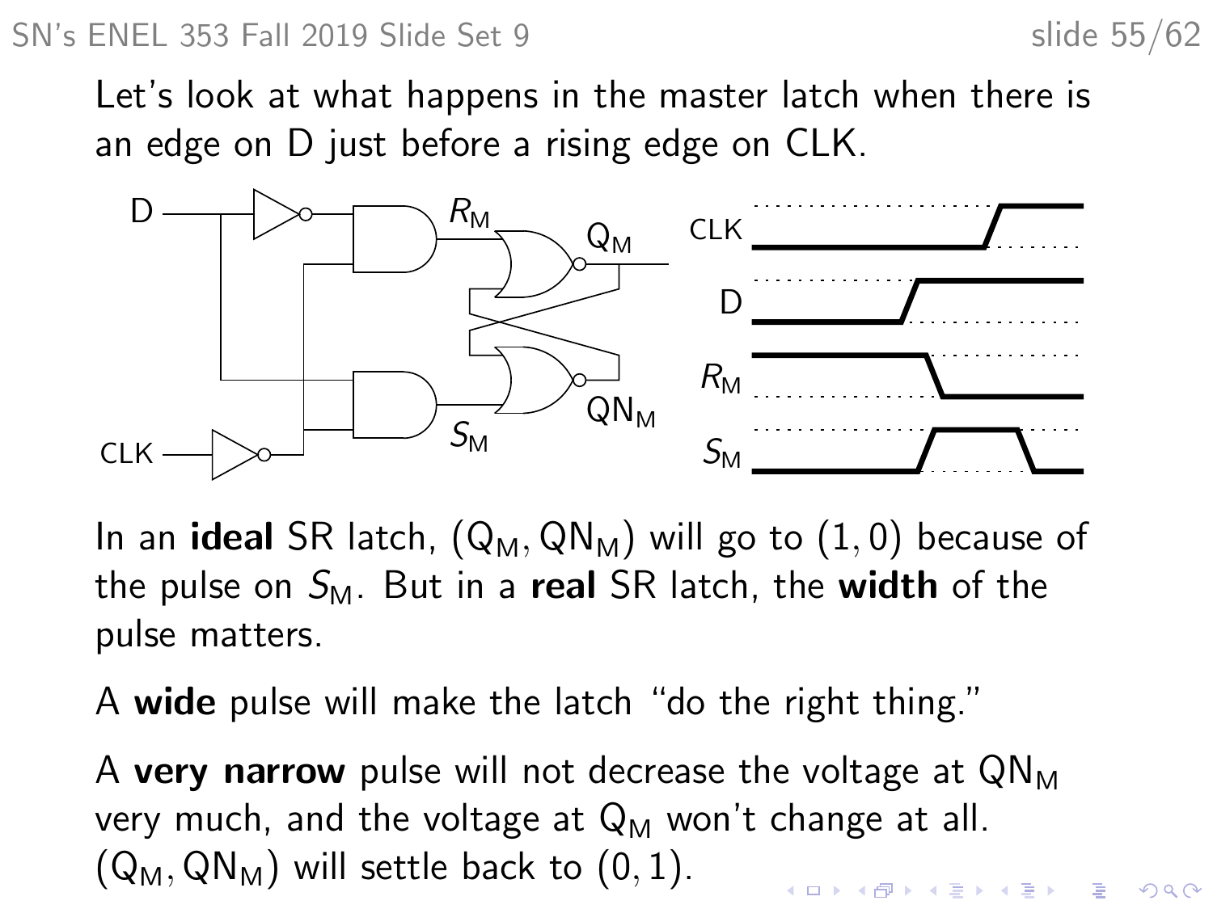Let's look at what happens in the master latch when there is an edge on D just before a rising edge on CLK.

In an **ideal** SR latch, $(\mathsf{Q_M}, \mathsf{QN_M})$ will go to $(1, 0)$ because of the pulse on $S_\mathsf{M}$. But in a **real** SR latch, the **width** of the pulse matters.

A **wide** pulse will make the latch "do the right thing."

A **very narrow** pulse will not decrease the voltage at $\mathsf{QN_M}$ very much, and the voltage at $\mathsf{Q_M}$ won't change at all. $(\mathsf{Q_M}, \mathsf{QN_M})$ will settle back to $(0, 1)$.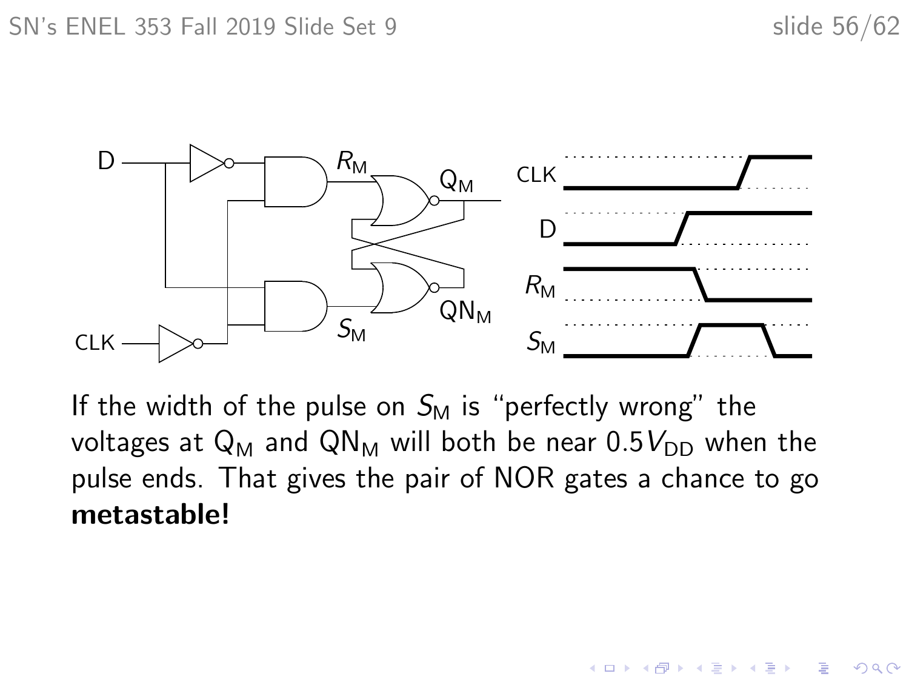If the width of the pulse on $S_M$ is “perfectly wrong” the voltages at $Q_M$ and $QN_M$ will both be near $0.5V_{DD}$ when the pulse ends. That gives the pair of NOR gates a chance to go **metastable!**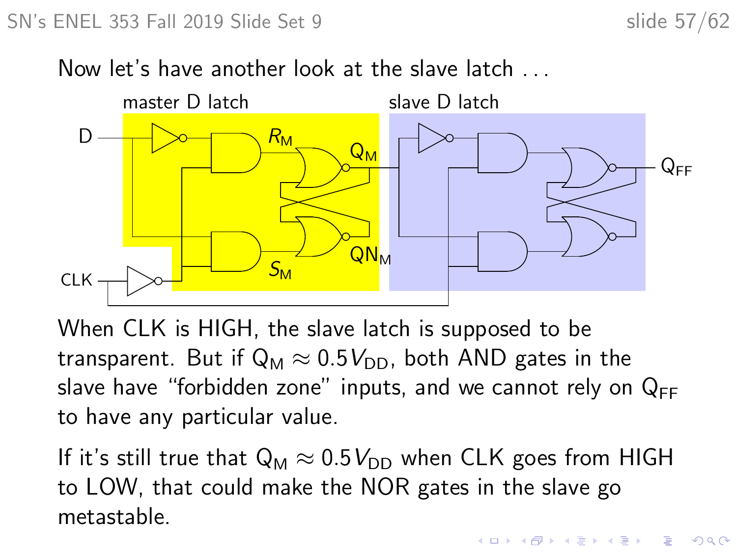Now let's have another look at the slave latch . . .

When CLK is HIGH, the slave latch is supposed to be transparent. But if $Q_M \approx 0.5 V_{DD}$, both AND gates in the slave have "forbidden zone" inputs, and we cannot rely on $Q_{FF}$ to have any particular value.

If it's still true that $Q_M \approx 0.5 V_{DD}$ when CLK goes from HIGH to LOW, that could make the NOR gates in the slave go metastable.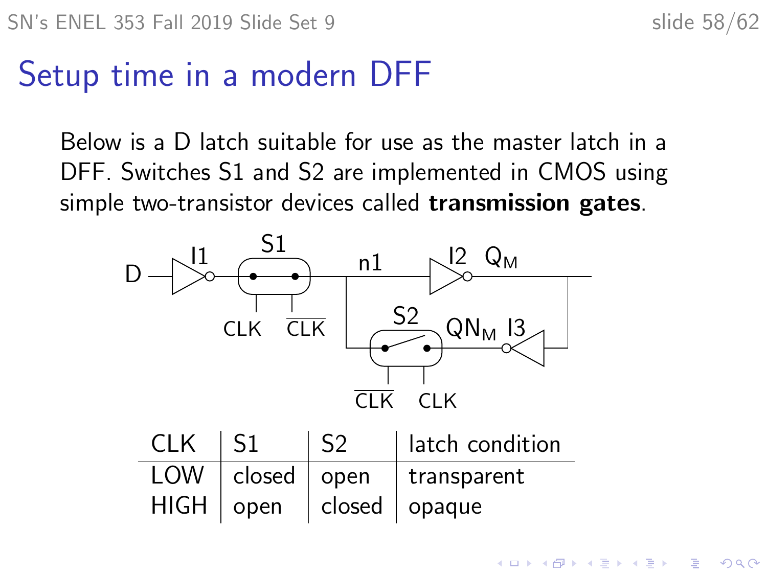# Setup time in a modern DFF

Below is a D latch suitable for use as the master latch in a DFF. Switches S1 and S2 are implemented in CMOS using simple two-transistor devices called **transmission gates**.

| CLK | S1 | S2 | latch condition |
|---|---|---|---|
| LOW | closed | open | transparent |
| HIGH | open | closed | opaque |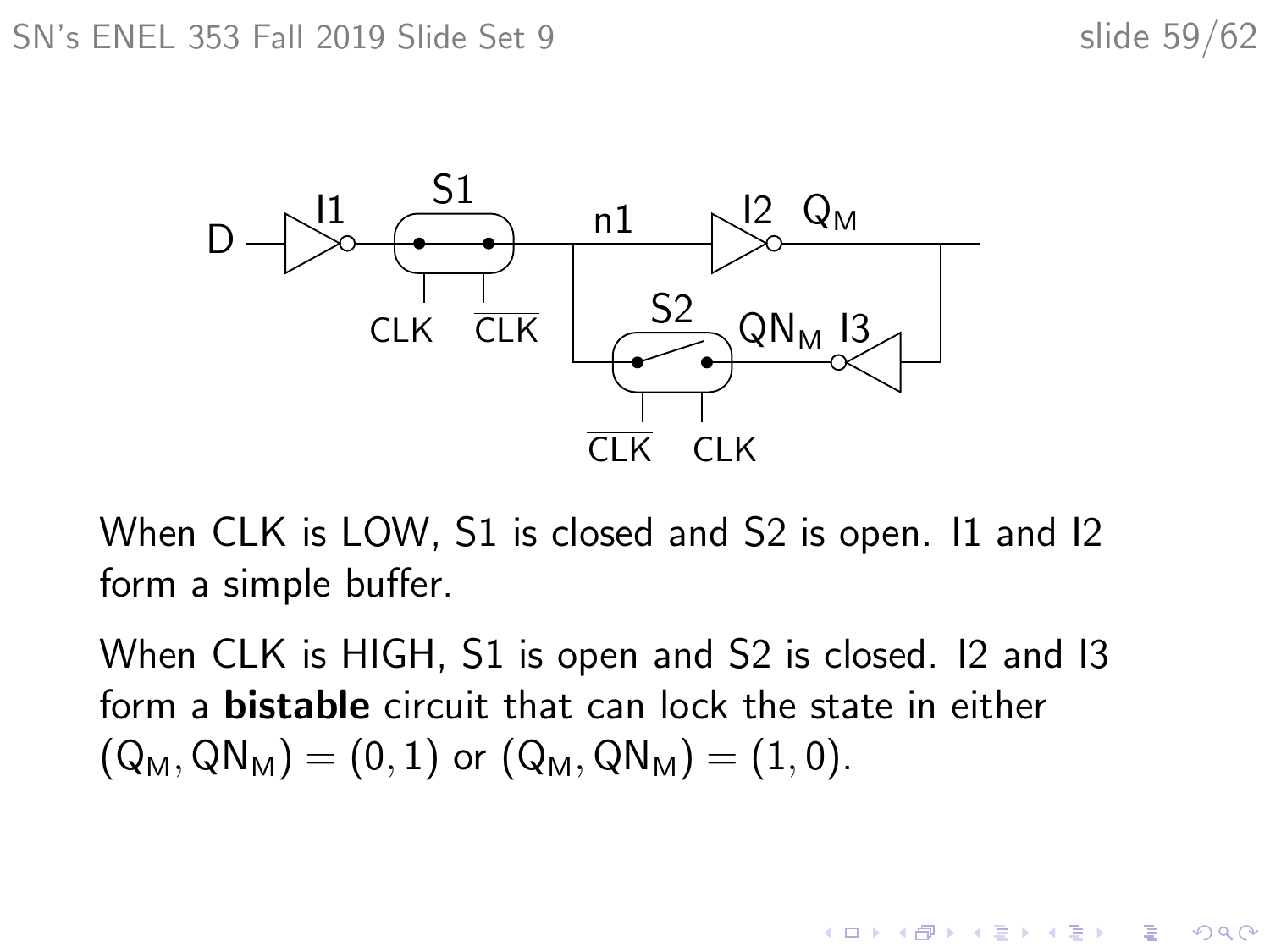When CLK is LOW, S1 is closed and S2 is open. I1 and I2 form a simple buffer.

When CLK is HIGH, S1 is open and S2 is closed. I2 and I3 form a **bistable** circuit that can lock the state in either $(Q_M, QN_M) = (0, 1)$ or $(Q_M, QN_M) = (1, 0)$.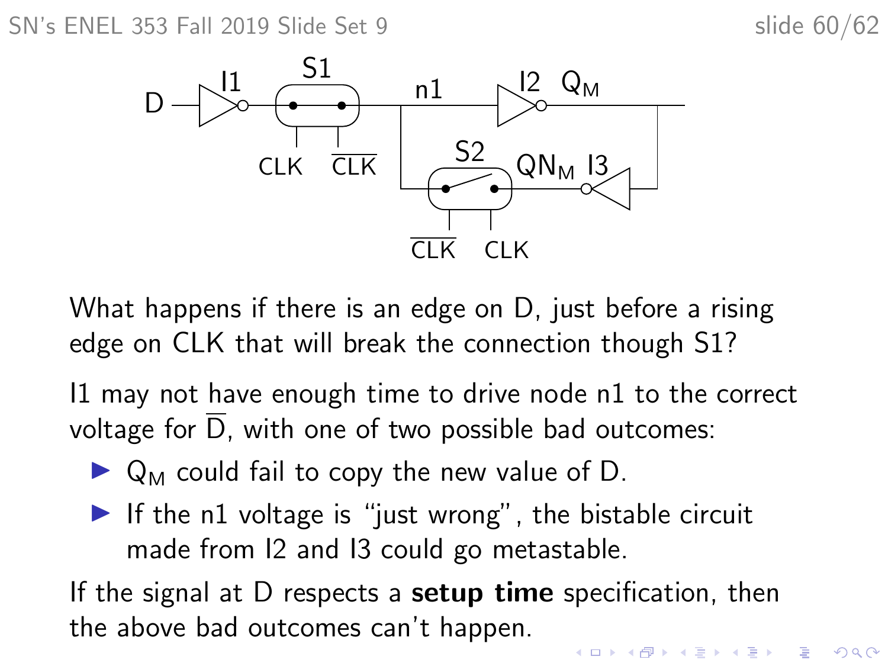What happens if there is an edge on D, just before a rising edge on CLK that will break the connection though S1?

I1 may not have enough time to drive node n1 to the correct voltage for $\overline{D}$, with one of two possible bad outcomes:

- $Q_M$ could fail to copy the new value of D.
- If the n1 voltage is "just wrong", the bistable circuit made from I2 and I3 could go metastable.

If the signal at D respects a **setup time** specification, then the above bad outcomes can't happen.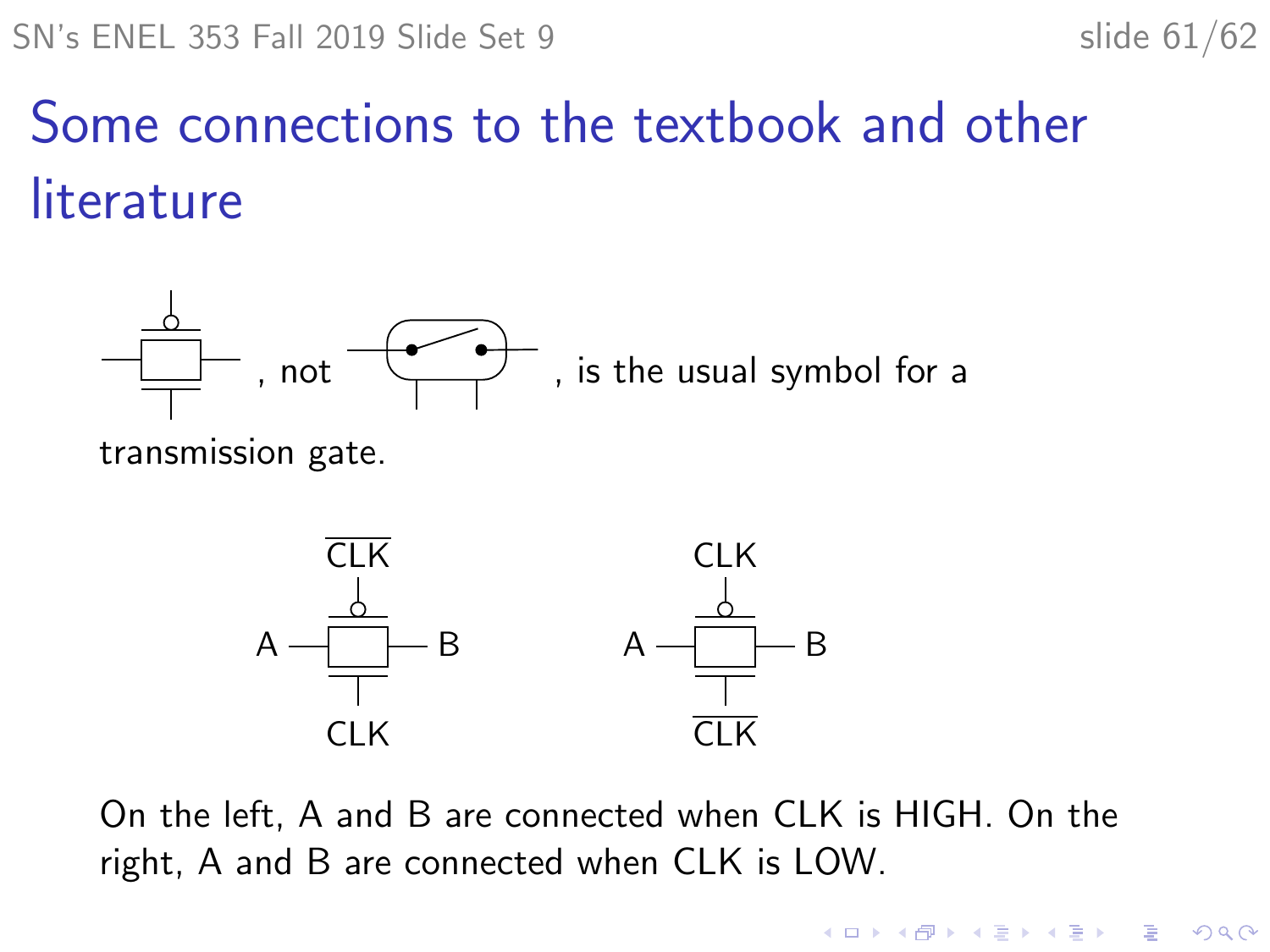# Some connections to the textbook and other literature

, not , is the usual symbol for a transmission gate.

On the left, A and B are connected when CLK is HIGH. On the right, A and B are connected when CLK is LOW.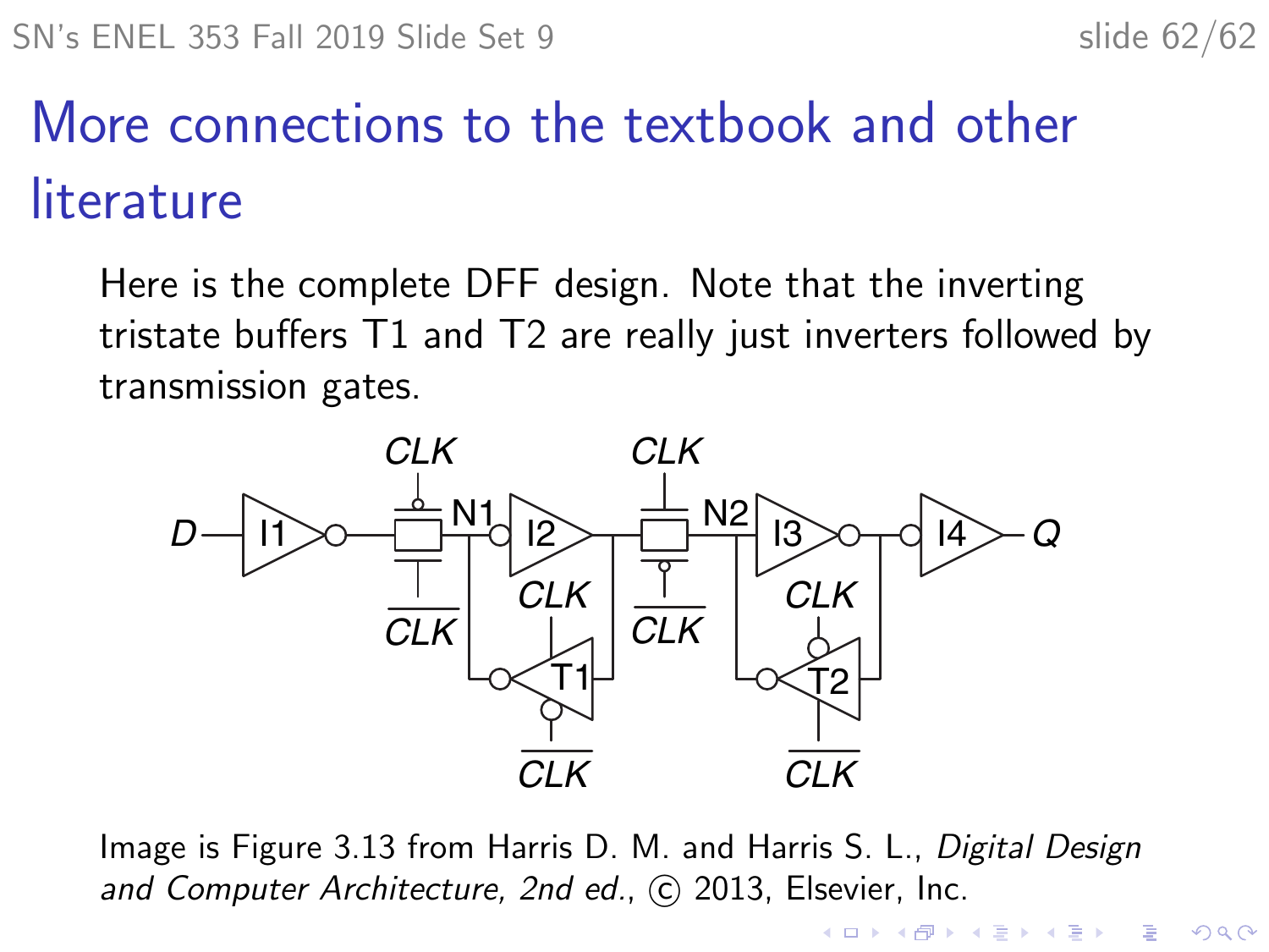# More connections to the textbook and other literature

Here is the complete DFF design. Note that the inverting tristate buffers T1 and T2 are really just inverters followed by transmission gates.

Image is Figure 3.13 from Harris D. M. and Harris S. L., *Digital Design and Computer Architecture, 2nd ed.*, © 2013, Elsevier, Inc.